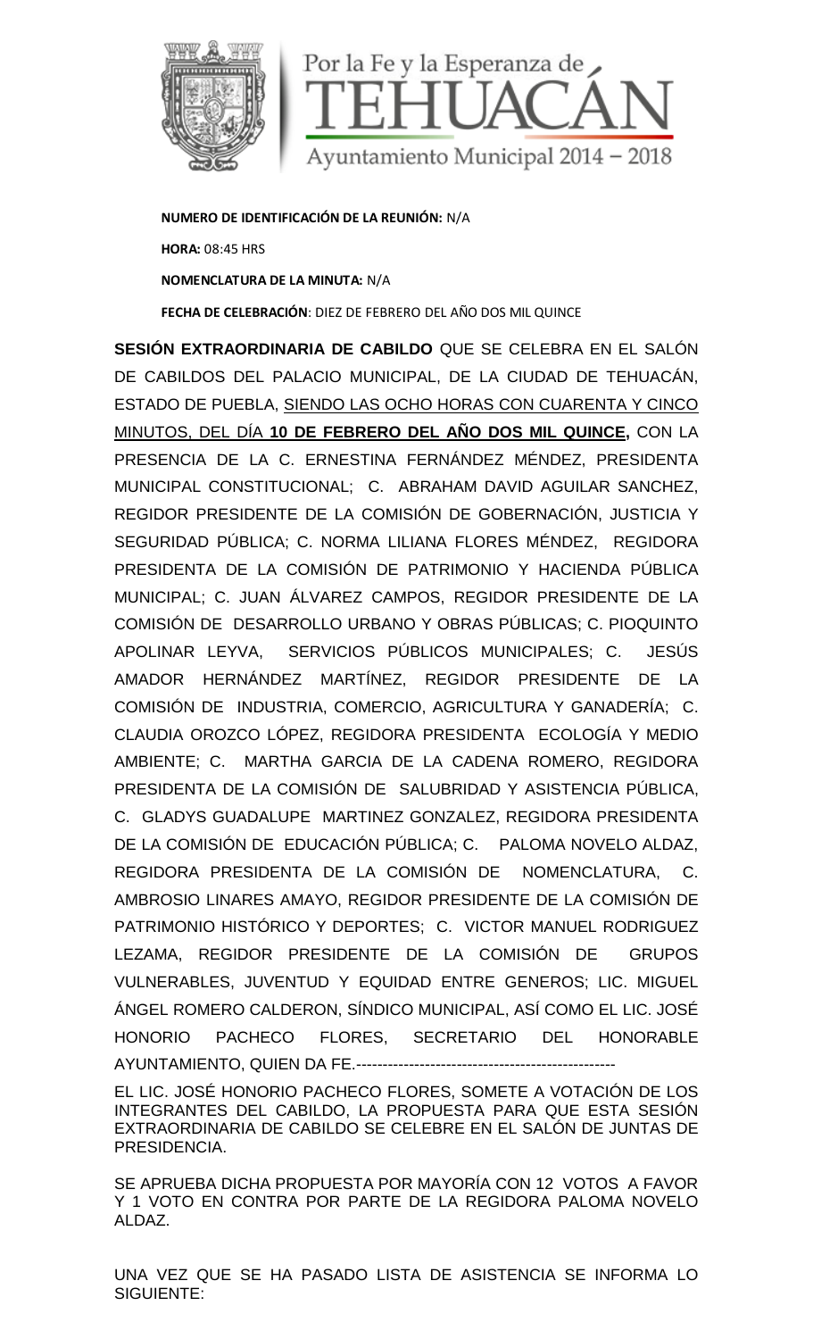Por la Fe y la Esperanza de TEHUACÁN

Ayuntamiento Municipal 2014 – 2018

**NUMERO DE IDENTIFICACIÓN DE LA REUNIÓN:** N/A

**HORA:** 08:45 HRS

**NOMENCLATURA DE LA MINUTA:** N/A

**FECHA DE CELEBRACIÓN**: DIEZ DE FEBRERO DEL AÑO DOS MIL QUINCE

**SESIÓN EXTRAORDINARIA DE CABILDO** QUE SE CELEBRA EN EL SALÓN DE CABILDOS DEL PALACIO MUNICIPAL, DE LA CIUDAD DE TEHUACÁN, ESTADO DE PUEBLA, SIENDO LAS OCHO HORAS CON CUARENTA Y CINCO MINUTOS, DEL DÍA **10 DE FEBRERO DEL AÑO DOS MIL QUINCE,** CON LA PRESENCIA DE LA C. ERNESTINA FERNÁNDEZ MÉNDEZ, PRESIDENTA MUNICIPAL CONSTITUCIONAL; C. ABRAHAM DAVID AGUILAR SANCHEZ, REGIDOR PRESIDENTE DE LA COMISIÓN DE GOBERNACIÓN, JUSTICIA Y SEGURIDAD PÚBLICA; C. NORMA LILIANA FLORES MÉNDEZ, REGIDORA PRESIDENTA DE LA COMISIÓN DE PATRIMONIO Y HACIENDA PÚBLICA MUNICIPAL; C. JUAN ÁLVAREZ CAMPOS, REGIDOR PRESIDENTE DE LA COMISIÓN DE DESARROLLO URBANO Y OBRAS PÚBLICAS; C. PIOQUINTO APOLINAR LEYVA, SERVICIOS PÚBLICOS MUNICIPALES; C. JESÚS AMADOR HERNÁNDEZ MARTÍNEZ, REGIDOR PRESIDENTE DE LA COMISIÓN DE INDUSTRIA, COMERCIO, AGRICULTURA Y GANADERÍA; C. CLAUDIA OROZCO LÓPEZ, REGIDORA PRESIDENTA ECOLOGÍA Y MEDIO AMBIENTE; C. MARTHA GARCIA DE LA CADENA ROMERO, REGIDORA PRESIDENTA DE LA COMISIÓN DE SALUBRIDAD Y ASISTENCIA PÚBLICA, C. GLADYS GUADALUPE MARTINEZ GONZALEZ, REGIDORA PRESIDENTA DE LA COMISIÓN DE EDUCACIÓN PÚBLICA; C. PALOMA NOVELO ALDAZ, REGIDORA PRESIDENTA DE LA COMISIÓN DE NOMENCLATURA, C. AMBROSIO LINARES AMAYO, REGIDOR PRESIDENTE DE LA COMISIÓN DE PATRIMONIO HISTÓRICO Y DEPORTES; C. VICTOR MANUEL RODRIGUEZ LEZAMA, REGIDOR PRESIDENTE DE LA COMISIÓN DE GRUPOS VULNERABLES, JUVENTUD Y EQUIDAD ENTRE GENEROS; LIC. MIGUEL ÁNGEL ROMERO CALDERON, SÍNDICO MUNICIPAL, ASÍ COMO EL LIC. JOSÉ HONORIO PACHECO FLORES, SECRETARIO DEL HONORABLE AYUNTAMIENTO, QUIEN DA FE.-------------------------------------------------

EL LIC. JOSÉ HONORIO PACHECO FLORES, SOMETE A VOTACIÓN DE LOS INTEGRANTES DEL CABILDO, LA PROPUESTA PARA QUE ESTA SESIÓN EXTRAORDINARIA DE CABILDO SE CELEBRE EN EL SALÓN DE JUNTAS DE PRESIDENCIA.

SE APRUEBA DICHA PROPUESTA POR MAYORÍA CON 12 VOTOS A FAVOR Y 1 VOTO EN CONTRA POR PARTE DE LA REGIDORA PALOMA NOVELO ALDAZ.

UNA VEZ QUE SE HA PASADO LISTA DE ASISTENCIA SE INFORMA LO SIGUIENTE: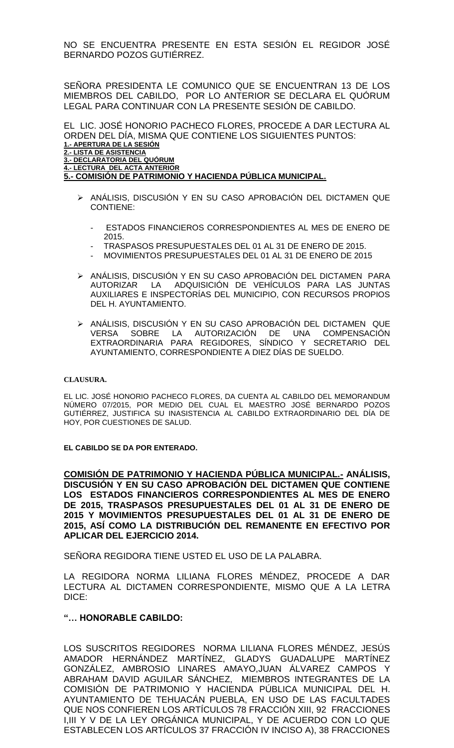NO SE ENCUENTRA PRESENTE EN ESTA SESIÓN EL REGIDOR JOSÉ BERNARDO POZOS GUTIÉRREZ.

SEÑORA PRESIDENTA LE COMUNICO QUE SE ENCUENTRAN 13 DE LOS MIEMBROS DEL CABILDO, POR LO ANTERIOR SE DECLARA EL QUÓRUM LEGAL PARA CONTINUAR CON LA PRESENTE SESIÓN DE CABILDO.

EL LIC. JOSÉ HONORIO PACHECO FLORES, PROCEDE A DAR LECTURA AL ORDEN DEL DÍA, MISMA QUE CONTIENE LOS SIGUIENTES PUNTOS:

**1.- APERTURA DE LA SESIÓN**
**2.- LISTA DE ASISTENCIA**
**3.- DECLARATORIA DEL QUÓRUM**
**4.- LECTURA DEL ACTA ANTERIOR**
**5.- COMISIÓN DE PATRIMONIO Y HACIENDA PÚBLICA MUNICIPAL.**

- ANÁLISIS, DISCUSIÓN Y EN SU CASO APROBACIÓN DEL DICTAMEN QUE CONTIENE:
  - ESTADOS FINANCIEROS CORRESPONDIENTES AL MES DE ENERO DE 2015.
  - TRASPASOS PRESUPUESTALES DEL 01 AL 31 DE ENERO DE 2015.
  - MOVIMIENTOS PRESUPUESTALES DEL 01 AL 31 DE ENERO DE 2015
- ANÁLISIS, DISCUSIÓN Y EN SU CASO APROBACIÓN DEL DICTAMEN PARA AUTORIZAR LA ADQUISICIÓN DE VEHÍCULOS PARA LAS JUNTAS AUXILIARES E INSPECTORÍAS DEL MUNICIPIO, CON RECURSOS PROPIOS DEL H. AYUNTAMIENTO.
- ANÁLISIS, DISCUSIÓN Y EN SU CASO APROBACIÓN DEL DICTAMEN QUE VERSA SOBRE LA AUTORIZACIÓN DE UNA COMPENSACIÓN EXTRAORDINARIA PARA REGIDORES, SÍNDICO Y SECRETARIO DEL AYUNTAMIENTO, CORRESPONDIENTE A DIEZ DÍAS DE SUELDO.

**CLAUSURA.**

EL LIC. JOSÉ HONORIO PACHECO FLORES, DA CUENTA AL CABILDO DEL MEMORANDUM NÚMERO 07/2015, POR MEDIO DEL CUAL EL MAESTRO JOSÉ BERNARDO POZOS GUTIÉRREZ, JUSTIFICA SU INASISTENCIA AL CABILDO EXTRAORDINARIO DEL DÍA DE HOY, POR CUESTIONES DE SALUD.

**EL CABILDO SE DA POR ENTERADO.**

**COMISIÓN DE PATRIMONIO Y HACIENDA PÚBLICA MUNICIPAL.- ANÁLISIS, DISCUSIÓN Y EN SU CASO APROBACIÓN DEL DICTAMEN QUE CONTIENE LOS ESTADOS FINANCIEROS CORRESPONDIENTES AL MES DE ENERO DE 2015, TRASPASOS PRESUPUESTALES DEL 01 AL 31 DE ENERO DE 2015 Y MOVIMIENTOS PRESUPUESTALES DEL 01 AL 31 DE ENERO DE 2015, ASÍ COMO LA DISTRIBUCIÓN DEL REMANENTE EN EFECTIVO POR APLICAR DEL EJERCICIO 2014.**

SEÑORA REGIDORA TIENE USTED EL USO DE LA PALABRA.

LA REGIDORA NORMA LILIANA FLORES MÉNDEZ, PROCEDE A DAR LECTURA AL DICTAMEN CORRESPONDIENTE, MISMO QUE A LA LETRA DICE:

**"… HONORABLE CABILDO:**

LOS SUSCRITOS REGIDORES NORMA LILIANA FLORES MÉNDEZ, JESÚS AMADOR HERNÁNDEZ MARTÍNEZ, GLADYS GUADALUPE MARTÍNEZ GONZÁLEZ, AMBROSIO LINARES AMAYO,JUAN ÁLVAREZ CAMPOS Y ABRAHAM DAVID AGUILAR SÁNCHEZ, MIEMBROS INTEGRANTES DE LA COMISIÓN DE PATRIMONIO Y HACIENDA PÚBLICA MUNICIPAL DEL H. AYUNTAMIENTO DE TEHUACÁN PUEBLA, EN USO DE LAS FACULTADES QUE NOS CONFIEREN LOS ARTÍCULOS 78 FRACCIÓN XIII, 92 FRACCIONES I,III Y V DE LA LEY ORGÁNICA MUNICIPAL, Y DE ACUERDO CON LO QUE ESTABLECEN LOS ARTÍCULOS 37 FRACCIÓN IV INCISO A), 38 FRACCIONES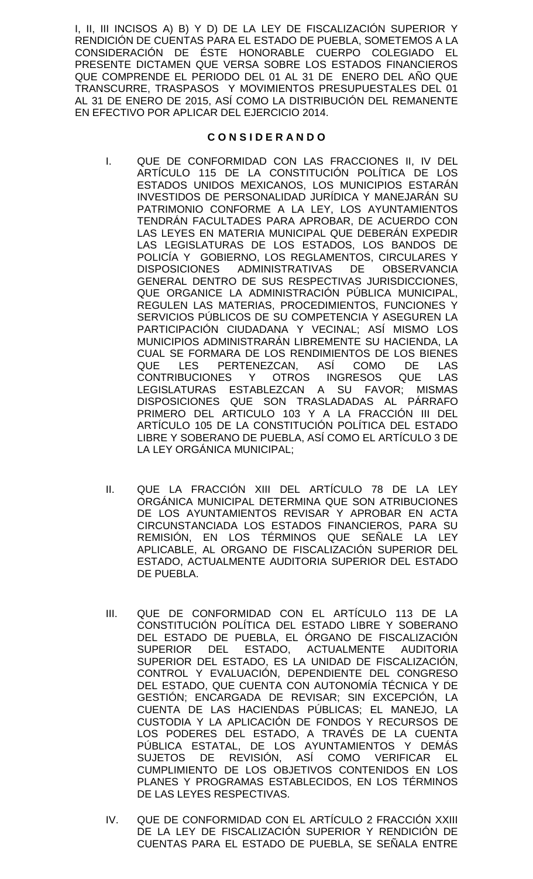I, II, III INCISOS A) B) Y D) DE LA LEY DE FISCALIZACIÓN SUPERIOR Y RENDICIÓN DE CUENTAS PARA EL ESTADO DE PUEBLA, SOMETEMOS A LA CONSIDERACIÓN DE ÉSTE HONORABLE CUERPO COLEGIADO EL PRESENTE DICTAMEN QUE VERSA SOBRE LOS ESTADOS FINANCIEROS QUE COMPRENDE EL PERIODO DEL 01 AL 31 DE ENERO DEL AÑO QUE TRANSCURRE, TRASPASOS Y MOVIMIENTOS PRESUPUESTALES DEL 01 AL 31 DE ENERO DE 2015, ASÍ COMO LA DISTRIBUCIÓN DEL REMANENTE EN EFECTIVO POR APLICAR DEL EJERCICIO 2014.

**C O N S I D E R A N D O**

I. QUE DE CONFORMIDAD CON LAS FRACCIONES II, IV DEL ARTÍCULO 115 DE LA CONSTITUCIÓN POLÍTICA DE LOS ESTADOS UNIDOS MEXICANOS, LOS MUNICIPIOS ESTARÁN INVESTIDOS DE PERSONALIDAD JURÍDICA Y MANEJARÁN SU PATRIMONIO CONFORME A LA LEY, LOS AYUNTAMIENTOS TENDRÁN FACULTADES PARA APROBAR, DE ACUERDO CON LAS LEYES EN MATERIA MUNICIPAL QUE DEBERÁN EXPEDIR LAS LEGISLATURAS DE LOS ESTADOS, LOS BANDOS DE POLICÍA Y GOBIERNO, LOS REGLAMENTOS, CIRCULARES Y DISPOSICIONES ADMINISTRATIVAS DE OBSERVANCIA GENERAL DENTRO DE SUS RESPECTIVAS JURISDICCIONES, QUE ORGANICE LA ADMINISTRACIÓN PÚBLICA MUNICIPAL, REGULEN LAS MATERIAS, PROCEDIMIENTOS, FUNCIONES Y SERVICIOS PÚBLICOS DE SU COMPETENCIA Y ASEGUREN LA PARTICIPACIÓN CIUDADANA Y VECINAL; ASÍ MISMO LOS MUNICIPIOS ADMINISTRARÁN LIBREMENTE SU HACIENDA, LA CUAL SE FORMARA DE LOS RENDIMIENTOS DE LOS BIENES QUE LES PERTENEZCAN, ASÍ COMO DE LAS CONTRIBUCIONES Y OTROS INGRESOS QUE LAS LEGISLATURAS ESTABLEZCAN A SU FAVOR; MISMAS DISPOSICIONES QUE SON TRASLADADAS AL PÁRRAFO PRIMERO DEL ARTICULO 103 Y A LA FRACCIÓN III DEL ARTÍCULO 105 DE LA CONSTITUCIÓN POLÍTICA DEL ESTADO LIBRE Y SOBERANO DE PUEBLA, ASÍ COMO EL ARTÍCULO 3 DE LA LEY ORGÁNICA MUNICIPAL;

II. QUE LA FRACCIÓN XIII DEL ARTÍCULO 78 DE LA LEY ORGÁNICA MUNICIPAL DETERMINA QUE SON ATRIBUCIONES DE LOS AYUNTAMIENTOS REVISAR Y APROBAR EN ACTA CIRCUNSTANCIADA LOS ESTADOS FINANCIEROS, PARA SU REMISIÓN, EN LOS TÉRMINOS QUE SEÑALE LA LEY APLICABLE, AL ORGANO DE FISCALIZACIÓN SUPERIOR DEL ESTADO, ACTUALMENTE AUDITORIA SUPERIOR DEL ESTADO DE PUEBLA.

III. QUE DE CONFORMIDAD CON EL ARTÍCULO 113 DE LA CONSTITUCIÓN POLÍTICA DEL ESTADO LIBRE Y SOBERANO DEL ESTADO DE PUEBLA, EL ÓRGANO DE FISCALIZACIÓN SUPERIOR DEL ESTADO, ACTUALMENTE AUDITORIA SUPERIOR DEL ESTADO, ES LA UNIDAD DE FISCALIZACIÓN, CONTROL Y EVALUACIÓN, DEPENDIENTE DEL CONGRESO DEL ESTADO, QUE CUENTA CON AUTONOMÍA TÉCNICA Y DE GESTIÓN; ENCARGADA DE REVISAR; SIN EXCEPCIÓN, LA CUENTA DE LAS HACIENDAS PÚBLICAS; EL MANEJO, LA CUSTODIA Y LA APLICACIÓN DE FONDOS Y RECURSOS DE LOS PODERES DEL ESTADO, A TRAVÉS DE LA CUENTA PÚBLICA ESTATAL, DE LOS AYUNTAMIENTOS Y DEMÁS SUJETOS DE REVISIÓN, ASÍ COMO VERIFICAR EL CUMPLIMIENTO DE LOS OBJETIVOS CONTENIDOS EN LOS PLANES Y PROGRAMAS ESTABLECIDOS, EN LOS TÉRMINOS DE LAS LEYES RESPECTIVAS.

IV. QUE DE CONFORMIDAD CON EL ARTÍCULO 2 FRACCIÓN XXIII DE LA LEY DE FISCALIZACIÓN SUPERIOR Y RENDICIÓN DE CUENTAS PARA EL ESTADO DE PUEBLA, SE SEÑALA ENTRE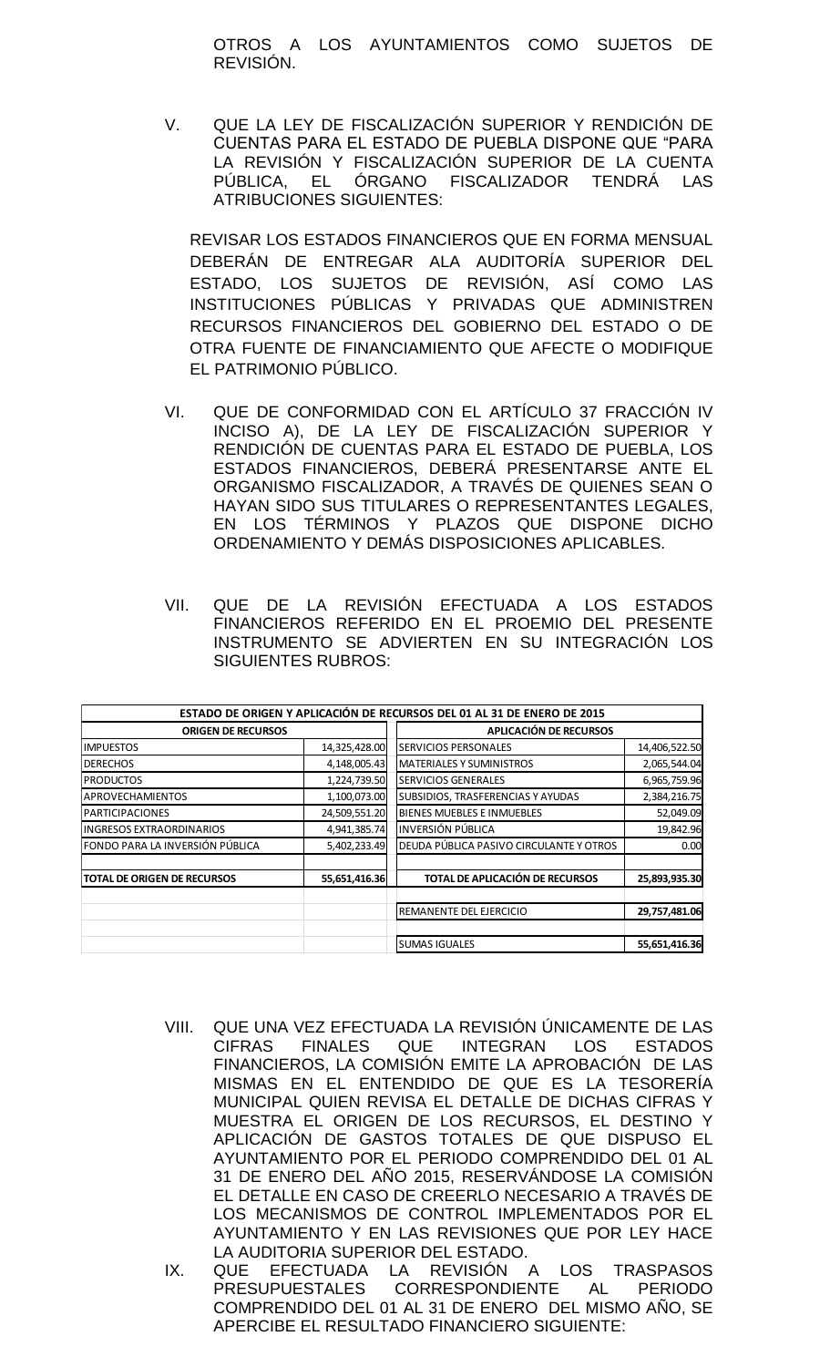OTROS A LOS AYUNTAMIENTOS COMO SUJETOS DE REVISIÓN.

V. QUE LA LEY DE FISCALIZACIÓN SUPERIOR Y RENDICIÓN DE CUENTAS PARA EL ESTADO DE PUEBLA DISPONE QUE "PARA LA REVISIÓN Y FISCALIZACIÓN SUPERIOR DE LA CUENTA PÚBLICA, EL ÓRGANO FISCALIZADOR TENDRÁ LAS ATRIBUCIONES SIGUIENTES:

REVISAR LOS ESTADOS FINANCIEROS QUE EN FORMA MENSUAL DEBERÁN DE ENTREGAR ALA AUDITORÍA SUPERIOR DEL ESTADO, LOS SUJETOS DE REVISIÓN, ASÍ COMO LAS INSTITUCIONES PÚBLICAS Y PRIVADAS QUE ADMINISTREN RECURSOS FINANCIEROS DEL GOBIERNO DEL ESTADO O DE OTRA FUENTE DE FINANCIAMIENTO QUE AFECTE O MODIFIQUE EL PATRIMONIO PÚBLICO.

VI. QUE DE CONFORMIDAD CON EL ARTÍCULO 37 FRACCIÓN IV INCISO A), DE LA LEY DE FISCALIZACIÓN SUPERIOR Y RENDICIÓN DE CUENTAS PARA EL ESTADO DE PUEBLA, LOS ESTADOS FINANCIEROS, DEBERÁ PRESENTARSE ANTE EL ORGANISMO FISCALIZADOR, A TRAVÉS DE QUIENES SEAN O HAYAN SIDO SUS TITULARES O REPRESENTANTES LEGALES, EN LOS TÉRMINOS Y PLAZOS QUE DISPONE DICHO ORDENAMIENTO Y DEMÁS DISPOSICIONES APLICABLES.

VII. QUE DE LA REVISIÓN EFECTUADA A LOS ESTADOS FINANCIEROS REFERIDO EN EL PROEMIO DEL PRESENTE INSTRUMENTO SE ADVIERTEN EN SU INTEGRACIÓN LOS SIGUIENTES RUBROS:

| **ESTADO DE ORIGEN Y APLICACIÓN DE RECURSOS DEL 01 AL 31 DE ENERO DE 2015** | | | |
|---|---|---|---|
| **ORIGEN DE RECURSOS** | | **APLICACIÓN DE RECURSOS** | |
| IMPUESTOS | 14,325,428.00 | SERVICIOS PERSONALES | 14,406,522.50 |
| DERECHOS | 4,148,005.43 | MATERIALES Y SUMINISTROS | 2,065,544.04 |
| PRODUCTOS | 1,224,739.50 | SERVICIOS GENERALES | 6,965,759.96 |
| APROVECHAMIENTOS | 1,100,073.00 | SUBSIDIOS, TRASFERENCIAS Y AYUDAS | 2,384,216.75 |
| PARTICIPACIONES | 24,509,551.20 | BIENES MUEBLES E INMUEBLES | 52,049.09 |
| INGRESOS EXTRAORDINARIOS | 4,941,385.74 | INVERSIÓN PÚBLICA | 19,842.96 |
| FONDO PARA LA INVERSIÓN PÚBLICA | 5,402,233.49 | DEUDA PÚBLICA PASIVO CIRCULANTE Y OTROS | 0.00 |
| **TOTAL DE ORIGEN DE RECURSOS** | **55,651,416.36** | **TOTAL DE APLICACIÓN DE RECURSOS** | **25,893,935.30** |
| | | REMANENTE DEL EJERCICIO | **29,757,481.06** |
| | | SUMAS IGUALES | **55,651,416.36** |

VIII. QUE UNA VEZ EFECTUADA LA REVISIÓN ÚNICAMENTE DE LAS CIFRAS FINALES QUE INTEGRAN LOS ESTADOS FINANCIEROS, LA COMISIÓN EMITE LA APROBACIÓN DE LAS MISMAS EN EL ENTENDIDO DE QUE ES LA TESORERÍA MUNICIPAL QUIEN REVISA EL DETALLE DE DICHAS CIFRAS Y MUESTRA EL ORIGEN DE LOS RECURSOS, EL DESTINO Y APLICACIÓN DE GASTOS TOTALES DE QUE DISPUSO EL AYUNTAMIENTO POR EL PERIODO COMPRENDIDO DEL 01 AL 31 DE ENERO DEL AÑO 2015, RESERVÁNDOSE LA COMISIÓN EL DETALLE EN CASO DE CREERLO NECESARIO A TRAVÉS DE LOS MECANISMOS DE CONTROL IMPLEMENTADOS POR EL AYUNTAMIENTO Y EN LAS REVISIONES QUE POR LEY HACE LA AUDITORIA SUPERIOR DEL ESTADO.

IX. QUE EFECTUADA LA REVISIÓN A LOS TRASPASOS PRESUPUESTALES CORRESPONDIENTE AL PERIODO COMPRENDIDO DEL 01 AL 31 DE ENERO DEL MISMO AÑO, SE APERCIBE EL RESULTADO FINANCIERO SIGUIENTE: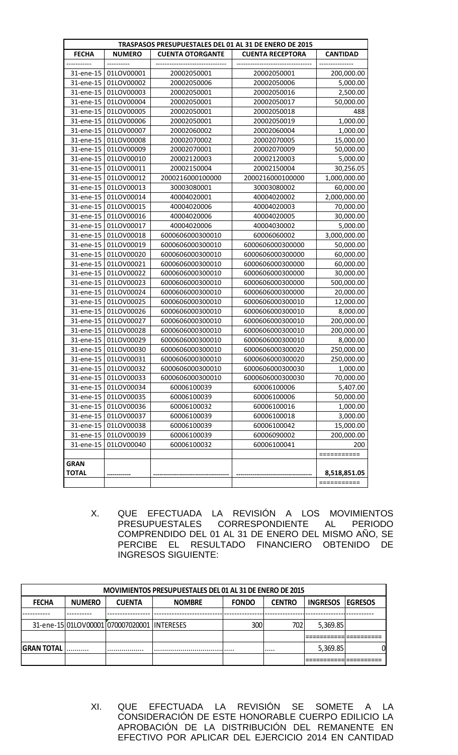| TRASPASOS PRESUPUESTALES DEL 01 AL 31 DE ENERO DE 2015 | | | | |
|---|---|---|---|---|
| **FECHA** | **NUMERO** | **CUENTA OTORGANTE** | **CUENTA RECEPTORA** | **CANTIDAD** |
| ---------- | ---------- | ------------------------------ | ------------------------------ | -------------- |
| 31-ene-15 | 01LOV00001 | 20002050001 | 20002050001 | 200,000.00 |
| 31-ene-15 | 01LOV00002 | 20002050006 | 20002050006 | 5,000.00 |
| 31-ene-15 | 01LOV00003 | 20002050001 | 20002050016 | 2,500.00 |
| 31-ene-15 | 01LOV00004 | 20002050001 | 20002050017 | 50,000.00 |
| 31-ene-15 | 01LOV00005 | 20002050001 | 20002050018 | 488 |
| 31-ene-15 | 01LOV00006 | 20002050001 | 20002050019 | 1,000.00 |
| 31-ene-15 | 01LOV00007 | 20002060002 | 20002060004 | 1,000.00 |
| 31-ene-15 | 01LOV00008 | 20002070002 | 20002070005 | 15,000.00 |
| 31-ene-15 | 01LOV00009 | 20002070001 | 20002070009 | 50,000.00 |
| 31-ene-15 | 01LOV00010 | 20002120003 | 20002120003 | 5,000.00 |
| 31-ene-15 | 01LOV00011 | 20002150004 | 20002150004 | 30,256.05 |
| 31-ene-15 | 01LOV00012 | 2000216000100000 | 2000216000100000 | 1,000,000.00 |
| 31-ene-15 | 01LOV00013 | 30003080001 | 30003080002 | 60,000.00 |
| 31-ene-15 | 01LOV00014 | 40004020001 | 40004020002 | 2,000,000.00 |
| 31-ene-15 | 01LOV00015 | 40004020006 | 40004020003 | 70,000.00 |
| 31-ene-15 | 01LOV00016 | 40004020006 | 40004020005 | 30,000.00 |
| 31-ene-15 | 01LOV00017 | 40004020006 | 40004030002 | 5,000.00 |
| 31-ene-15 | 01LOV00018 | 6000606000300010 | 60006060002 | 3,000,000.00 |
| 31-ene-15 | 01LOV00019 | 6000606000300010 | 6000606000300000 | 50,000.00 |
| 31-ene-15 | 01LOV00020 | 6000606000300010 | 6000606000300000 | 60,000.00 |
| 31-ene-15 | 01LOV00021 | 6000606000300010 | 6000606000300000 | 60,000.00 |
| 31-ene-15 | 01LOV00022 | 6000606000300010 | 6000606000300000 | 30,000.00 |
| 31-ene-15 | 01LOV00023 | 6000606000300010 | 6000606000300000 | 500,000.00 |
| 31-ene-15 | 01LOV00024 | 6000606000300010 | 6000606000300000 | 20,000.00 |
| 31-ene-15 | 01LOV00025 | 6000606000300010 | 6000606000300010 | 12,000.00 |
| 31-ene-15 | 01LOV00026 | 6000606000300010 | 6000606000300010 | 8,000.00 |
| 31-ene-15 | 01LOV00027 | 6000606000300010 | 6000606000300010 | 200,000.00 |
| 31-ene-15 | 01LOV00028 | 6000606000300010 | 6000606000300010 | 200,000.00 |
| 31-ene-15 | 01LOV00029 | 6000606000300010 | 6000606000300010 | 8,000.00 |
| 31-ene-15 | 01LOV00030 | 6000606000300010 | 6000606000300020 | 250,000.00 |
| 31-ene-15 | 01LOV00031 | 6000606000300010 | 6000606000300020 | 250,000.00 |
| 31-ene-15 | 01LOV00032 | 6000606000300010 | 6000606000300030 | 1,000.00 |
| 31-ene-15 | 01LOV00033 | 6000606000300010 | 6000606000300030 | 70,000.00 |
| 31-ene-15 | 01LOV00034 | 60006100039 | 60006100006 | 5,407.00 |
| 31-ene-15 | 01LOV00035 | 60006100039 | 60006100006 | 50,000.00 |
| 31-ene-15 | 01LOV00036 | 60006100032 | 60006100016 | 1,000.00 |
| 31-ene-15 | 01LOV00037 | 60006100039 | 60006100018 | 3,000.00 |
| 31-ene-15 | 01LOV00038 | 60006100039 | 60006100042 | 15,000.00 |
| 31-ene-15 | 01LOV00039 | 60006100039 | 60006090002 | 200,000.00 |
| 31-ene-15 | 01LOV00040 | 60006100032 | 60006100041 | 200 |
| | | | | =========== |
| **GRAN TOTAL** | **..........** | **....................................** | **....................................** | **8,518,851.05** |
| | | | | =========== |

X. QUE EFECTUADA LA REVISIÓN A LOS MOVIMIENTOS PRESUPUESTALES CORRESPONDIENTE AL PERIODO COMPRENDIDO DEL 01 AL 31 DE ENERO DEL MISMO AÑO, SE PERCIBE EL RESULTADO FINANCIERO OBTENIDO DE INGRESOS SIGUIENTE:

| MOVIMIENTOS PRESUPUESTALES DEL 01 AL 31 DE ENERO DE 2015 | | | | | | | |
|---|---|---|---|---|---|---|---|
| **FECHA** | **NUMERO** | **CUENTA** | **NOMBRE** | **FONDO** | **CENTRO** | **INGRESOS** | **EGRESOS** |
| ---------- | ---------- | ---------------- | -------------------------- | -------------- | -------------- | -------------- | ----------- |
| 31-ene-15 | 01LOV00001 | 070007020001 | INTERESES | 300 | 702 | 5,369.85 | |
| | | | | | | ========== | ========== |
| **GRAN TOTAL** | .......... | ................. | .................................. | ..... | ..... | 5,369.85 | 0 |
| | | | | | | ========== | ========== |

XI. QUE EFECTUADA LA REVISIÓN SE SOMETE A LA CONSIDERACIÓN DE ESTE HONORABLE CUERPO EDILICIO LA APROBACIÓN DE LA DISTRIBUCIÓN DEL REMANENTE EN EFECTIVO POR APLICAR DEL EJERCICIO 2014 EN CANTIDAD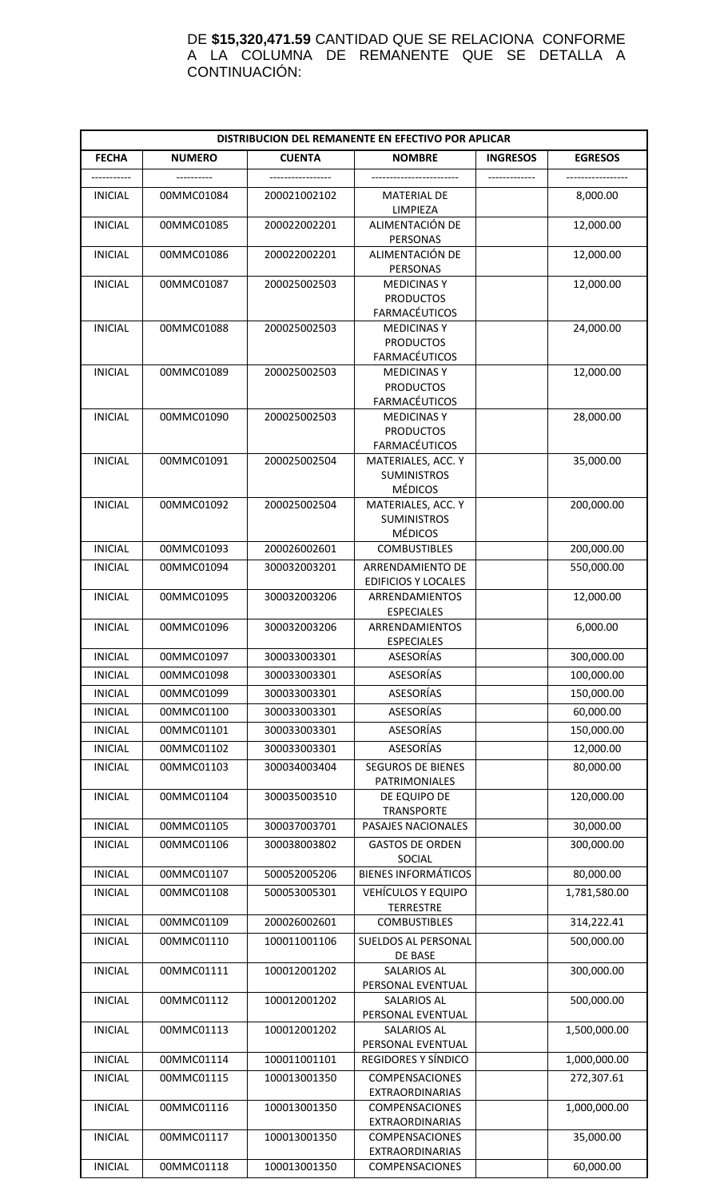DE **$15,320,471.59** CANTIDAD QUE SE RELACIONA CONFORME A LA COLUMNA DE REMANENTE QUE SE DETALLA A CONTINUACIÓN:

| DISTRIBUCION DEL REMANENTE EN EFECTIVO POR APLICAR | | | | | |
|---|---|---|---|---|---|
| **FECHA** | **NUMERO** | **CUENTA** | **NOMBRE** | **INGRESOS** | **EGRESOS** |
| ---------- | ---------- | ---------------- | ----------------------- | ------------ | ---------------- |
| INICIAL | 00MMC01084 | 200021002102 | MATERIAL DE LIMPIEZA | | 8,000.00 |
| INICIAL | 00MMC01085 | 200022002201 | ALIMENTACIÓN DE PERSONAS | | 12,000.00 |
| INICIAL | 00MMC01086 | 200022002201 | ALIMENTACIÓN DE PERSONAS | | 12,000.00 |
| INICIAL | 00MMC01087 | 200025002503 | MEDICINAS Y PRODUCTOS FARMACÉUTICOS | | 12,000.00 |
| INICIAL | 00MMC01088 | 200025002503 | MEDICINAS Y PRODUCTOS FARMACÉUTICOS | | 24,000.00 |
| INICIAL | 00MMC01089 | 200025002503 | MEDICINAS Y PRODUCTOS FARMACÉUTICOS | | 12,000.00 |
| INICIAL | 00MMC01090 | 200025002503 | MEDICINAS Y PRODUCTOS FARMACÉUTICOS | | 28,000.00 |
| INICIAL | 00MMC01091 | 200025002504 | MATERIALES, ACC. Y SUMINISTROS MÉDICOS | | 35,000.00 |
| INICIAL | 00MMC01092 | 200025002504 | MATERIALES, ACC. Y SUMINISTROS MÉDICOS | | 200,000.00 |
| INICIAL | 00MMC01093 | 200026002601 | COMBUSTIBLES | | 200,000.00 |
| INICIAL | 00MMC01094 | 300032003201 | ARRENDAMIENTO DE EDIFICIOS Y LOCALES | | 550,000.00 |
| INICIAL | 00MMC01095 | 300032003206 | ARRENDAMIENTOS ESPECIALES | | 12,000.00 |
| INICIAL | 00MMC01096 | 300032003206 | ARRENDAMIENTOS ESPECIALES | | 6,000.00 |
| INICIAL | 00MMC01097 | 300033003301 | ASESORÍAS | | 300,000.00 |
| INICIAL | 00MMC01098 | 300033003301 | ASESORÍAS | | 100,000.00 |
| INICIAL | 00MMC01099 | 300033003301 | ASESORÍAS | | 150,000.00 |
| INICIAL | 00MMC01100 | 300033003301 | ASESORÍAS | | 60,000.00 |
| INICIAL | 00MMC01101 | 300033003301 | ASESORÍAS | | 150,000.00 |
| INICIAL | 00MMC01102 | 300033003301 | ASESORÍAS | | 12,000.00 |
| INICIAL | 00MMC01103 | 300034003404 | SEGUROS DE BIENES PATRIMONIALES | | 80,000.00 |
| INICIAL | 00MMC01104 | 300035003510 | DE EQUIPO DE TRANSPORTE | | 120,000.00 |
| INICIAL | 00MMC01105 | 300037003701 | PASAJES NACIONALES | | 30,000.00 |
| INICIAL | 00MMC01106 | 300038003802 | GASTOS DE ORDEN SOCIAL | | 300,000.00 |
| INICIAL | 00MMC01107 | 500052005206 | BIENES INFORMÁTICOS | | 80,000.00 |
| INICIAL | 00MMC01108 | 500053005301 | VEHÍCULOS Y EQUIPO TERRESTRE | | 1,781,580.00 |
| INICIAL | 00MMC01109 | 200026002601 | COMBUSTIBLES | | 314,222.41 |
| INICIAL | 00MMC01110 | 100011001106 | SUELDOS AL PERSONAL DE BASE | | 500,000.00 |
| INICIAL | 00MMC01111 | 100012001202 | SALARIOS AL PERSONAL EVENTUAL | | 300,000.00 |
| INICIAL | 00MMC01112 | 100012001202 | SALARIOS AL PERSONAL EVENTUAL | | 500,000.00 |
| INICIAL | 00MMC01113 | 100012001202 | SALARIOS AL PERSONAL EVENTUAL | | 1,500,000.00 |
| INICIAL | 00MMC01114 | 100011001101 | REGIDORES Y SÍNDICO | | 1,000,000.00 |
| INICIAL | 00MMC01115 | 100013001350 | COMPENSACIONES EXTRAORDINARIAS | | 272,307.61 |
| INICIAL | 00MMC01116 | 100013001350 | COMPENSACIONES EXTRAORDINARIAS | | 1,000,000.00 |
| INICIAL | 00MMC01117 | 100013001350 | COMPENSACIONES EXTRAORDINARIAS | | 35,000.00 |
| INICIAL | 00MMC01118 | 100013001350 | COMPENSACIONES | | 60,000.00 |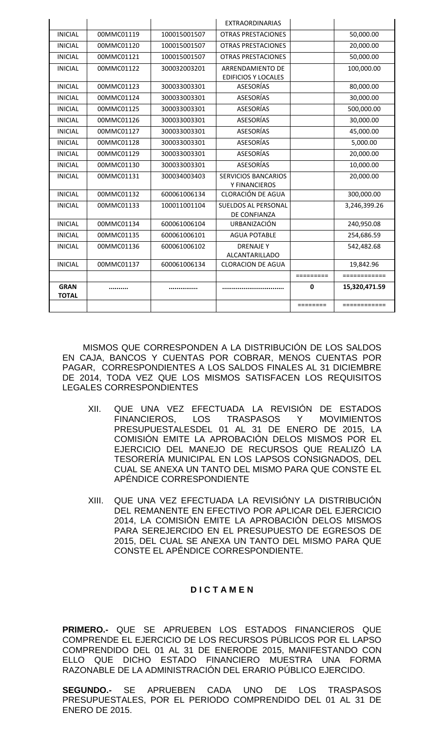|  |  |  | EXTRAORDINARIAS |  |  |
|---|---|---|---|---|---|
| INICIAL | 00MMC01119 | 100015001507 | OTRAS PRESTACIONES |  | 50,000.00 |
| INICIAL | 00MMC01120 | 100015001507 | OTRAS PRESTACIONES |  | 20,000.00 |
| INICIAL | 00MMC01121 | 100015001507 | OTRAS PRESTACIONES |  | 50,000.00 |
| INICIAL | 00MMC01122 | 300032003201 | ARRENDAMIENTO DE EDIFICIOS Y LOCALES |  | 100,000.00 |
| INICIAL | 00MMC01123 | 300033003301 | ASESORÍAS |  | 80,000.00 |
| INICIAL | 00MMC01124 | 300033003301 | ASESORÍAS |  | 30,000.00 |
| INICIAL | 00MMC01125 | 300033003301 | ASESORÍAS |  | 500,000.00 |
| INICIAL | 00MMC01126 | 300033003301 | ASESORÍAS |  | 30,000.00 |
| INICIAL | 00MMC01127 | 300033003301 | ASESORÍAS |  | 45,000.00 |
| INICIAL | 00MMC01128 | 300033003301 | ASESORÍAS |  | 5,000.00 |
| INICIAL | 00MMC01129 | 300033003301 | ASESORÍAS |  | 20,000.00 |
| INICIAL | 00MMC01130 | 300033003301 | ASESORÍAS |  | 10,000.00 |
| INICIAL | 00MMC01131 | 300034003403 | SERVICIOS BANCARIOS Y FINANCIEROS |  | 20,000.00 |
| INICIAL | 00MMC01132 | 600061006134 | CLORACIÓN DE AGUA |  | 300,000.00 |
| INICIAL | 00MMC01133 | 100011001104 | SUELDOS AL PERSONAL DE CONFIANZA |  | 3,246,399.26 |
| INICIAL | 00MMC01134 | 600061006104 | URBANIZACIÓN |  | 240,950.08 |
| INICIAL | 00MMC01135 | 600061006101 | AGUA POTABLE |  | 254,686.59 |
| INICIAL | 00MMC01136 | 600061006102 | DRENAJE Y ALCANTARILLADO |  | 542,482.68 |
| INICIAL | 00MMC01137 | 600061006134 | CLORACION DE AGUA |  | 19,842.96 |
|  |  |  |  | ========= | ============ |
| **GRAN TOTAL** | .......... | .............. | ............................... | **0** | **15,320,471.59** |
|  |  |  |  | ======== | ============ |

MISMOS QUE CORRESPONDEN A LA DISTRIBUCIÓN DE LOS SALDOS EN CAJA, BANCOS Y CUENTAS POR COBRAR, MENOS CUENTAS POR PAGAR, CORRESPONDIENTES A LOS SALDOS FINALES AL 31 DICIEMBRE DE 2014, TODA VEZ QUE LOS MISMOS SATISFACEN LOS REQUISITOS LEGALES CORRESPONDIENTES

XII. QUE UNA VEZ EFECTUADA LA REVISIÓN DE ESTADOS FINANCIEROS, LOS TRASPASOS Y MOVIMIENTOS PRESUPUESTALESDEL 01 AL 31 DE ENERO DE 2015, LA COMISIÓN EMITE LA APROBACIÓN DELOS MISMOS POR EL EJERCICIO DEL MANEJO DE RECURSOS QUE REALIZÓ LA TESORERÍA MUNICIPAL EN LOS LAPSOS CONSIGNADOS, DEL CUAL SE ANEXA UN TANTO DEL MISMO PARA QUE CONSTE EL APÉNDICE CORRESPONDIENTE

XIII. QUE UNA VEZ EFECTUADA LA REVISIÓNY LA DISTRIBUCIÓN DEL REMANENTE EN EFECTIVO POR APLICAR DEL EJERCICIO 2014, LA COMISIÓN EMITE LA APROBACIÓN DELOS MISMOS PARA SEREJERCIDO EN EL PRESUPUESTO DE EGRESOS DE 2015, DEL CUAL SE ANEXA UN TANTO DEL MISMO PARA QUE CONSTE EL APÉNDICE CORRESPONDIENTE.

**D I C T A M E N**

**PRIMERO.-** QUE SE APRUEBEN LOS ESTADOS FINANCIEROS QUE COMPRENDE EL EJERCICIO DE LOS RECURSOS PÚBLICOS POR EL LAPSO COMPRENDIDO DEL 01 AL 31 DE ENERODE 2015, MANIFESTANDO CON ELLO QUE DICHO ESTADO FINANCIERO MUESTRA UNA FORMA RAZONABLE DE LA ADMINISTRACIÓN DEL ERARIO PÚBLICO EJERCIDO.

**SEGUNDO.-** SE APRUEBEN CADA UNO DE LOS TRASPASOS PRESUPUESTALES, POR EL PERIODO COMPRENDIDO DEL 01 AL 31 DE ENERO DE 2015.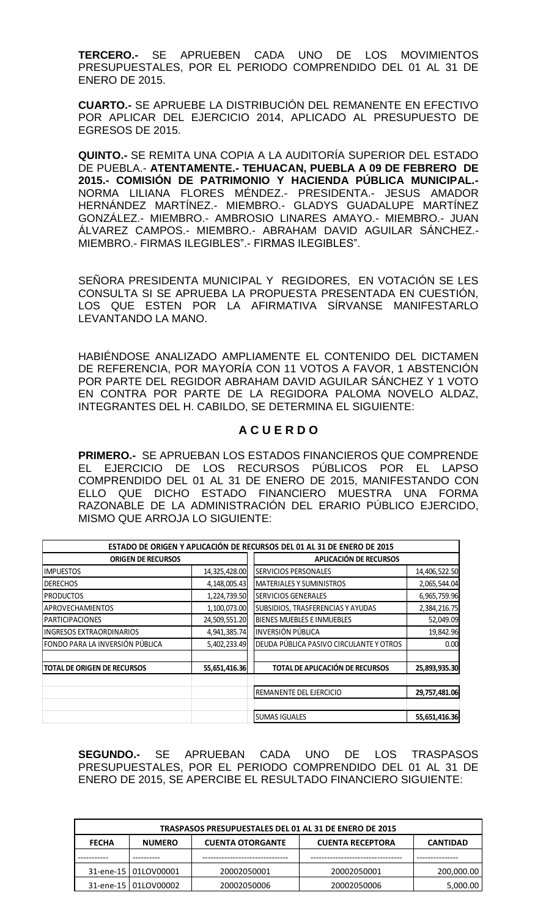**TERCERO.-** SE APRUEBEN CADA UNO DE LOS MOVIMIENTOS PRESUPUESTALES, POR EL PERIODO COMPRENDIDO DEL 01 AL 31 DE ENERO DE 2015.

**CUARTO.-** SE APRUEBE LA DISTRIBUCIÓN DEL REMANENTE EN EFECTIVO POR APLICAR DEL EJERCICIO 2014, APLICADO AL PRESUPUESTO DE EGRESOS DE 2015.

**QUINTO.-** SE REMITA UNA COPIA A LA AUDITORÍA SUPERIOR DEL ESTADO DE PUEBLA.- **ATENTAMENTE.- TEHUACAN, PUEBLA A 09 DE FEBRERO DE 2015.- COMISIÓN DE PATRIMONIO Y HACIENDA PÚBLICA MUNICIPAL.-** NORMA LILIANA FLORES MÉNDEZ.- PRESIDENTA.- JESUS AMADOR HERNÁNDEZ MARTÍNEZ.- MIEMBRO.- GLADYS GUADALUPE MARTÍNEZ GONZÁLEZ.- MIEMBRO.- AMBROSIO LINARES AMAYO.- MIEMBRO.- JUAN ÁLVAREZ CAMPOS.- MIEMBRO.- ABRAHAM DAVID AGUILAR SÁNCHEZ.- MIEMBRO.- FIRMAS ILEGIBLES".- FIRMAS ILEGIBLES".

SEÑORA PRESIDENTA MUNICIPAL Y REGIDORES, EN VOTACIÓN SE LES CONSULTA SI SE APRUEBA LA PROPUESTA PRESENTADA EN CUESTIÓN, LOS QUE ESTEN POR LA AFIRMATIVA SÍRVANSE MANIFESTARLO LEVANTANDO LA MANO.

HABIÉNDOSE ANALIZADO AMPLIAMENTE EL CONTENIDO DEL DICTAMEN DE REFERENCIA, POR MAYORÍA CON 11 VOTOS A FAVOR, 1 ABSTENCIÓN POR PARTE DEL REGIDOR ABRAHAM DAVID AGUILAR SÁNCHEZ Y 1 VOTO EN CONTRA POR PARTE DE LA REGIDORA PALOMA NOVELO ALDAZ, INTEGRANTES DEL H. CABILDO, SE DETERMINA EL SIGUIENTE:

## A C U E R D O

**PRIMERO.-** SE APRUEBAN LOS ESTADOS FINANCIEROS QUE COMPRENDE EL EJERCICIO DE LOS RECURSOS PÚBLICOS POR EL LAPSO COMPRENDIDO DEL 01 AL 31 DE ENERO DE 2015, MANIFESTANDO CON ELLO QUE DICHO ESTADO FINANCIERO MUESTRA UNA FORMA RAZONABLE DE LA ADMINISTRACIÓN DEL ERARIO PÚBLICO EJERCIDO, MISMO QUE ARROJA LO SIGUIENTE:

| ESTADO DE ORIGEN Y APLICACIÓN DE RECURSOS DEL 01 AL 31 DE ENERO DE 2015 | | | |
|---|---|---|---|
| **ORIGEN DE RECURSOS** | | **APLICACIÓN DE RECURSOS** | |
| IMPUESTOS | 14,325,428.00 | SERVICIOS PERSONALES | 14,406,522.50 |
| DERECHOS | 4,148,005.43 | MATERIALES Y SUMINISTROS | 2,065,544.04 |
| PRODUCTOS | 1,224,739.50 | SERVICIOS GENERALES | 6,965,759.96 |
| APROVECHAMIENTOS | 1,100,073.00 | SUBSIDIOS, TRASFERENCIAS Y AYUDAS | 2,384,216.75 |
| PARTICIPACIONES | 24,509,551.20 | BIENES MUEBLES E INMUEBLES | 52,049.09 |
| INGRESOS EXTRAORDINARIOS | 4,941,385.74 | INVERSIÓN PÚBLICA | 19,842.96 |
| FONDO PARA LA INVERSIÓN PÚBLICA | 5,402,233.49 | DEUDA PÚBLICA PASIVO CIRCULANTE Y OTROS | 0.00 |
| **TOTAL DE ORIGEN DE RECURSOS** | **55,651,416.36** | **TOTAL DE APLICACIÓN DE RECURSOS** | **25,893,935.30** |
| | | REMANENTE DEL EJERCICIO | **29,757,481.06** |
| | | SUMAS IGUALES | **55,651,416.36** |

**SEGUNDO.-** SE APRUEBAN CADA UNO DE LOS TRASPASOS PRESUPUESTALES, POR EL PERIODO COMPRENDIDO DEL 01 AL 31 DE ENERO DE 2015, SE APERCIBE EL RESULTADO FINANCIERO SIGUIENTE:

| TRASPASOS PRESUPUESTALES DEL 01 AL 31 DE ENERO DE 2015 | | | | |
|---|---|---|---|---|
| **FECHA** | **NUMERO** | **CUENTA OTORGANTE** | **CUENTA RECEPTORA** | **CANTIDAD** |
| ---------- | ---------- | ---------- | ---------- | ---------- |
| 31-ene-15 | 01LOV00001 | 20002050001 | 20002050001 | 200,000.00 |
| 31-ene-15 | 01LOV00002 | 20002050006 | 20002050006 | 5,000.00 |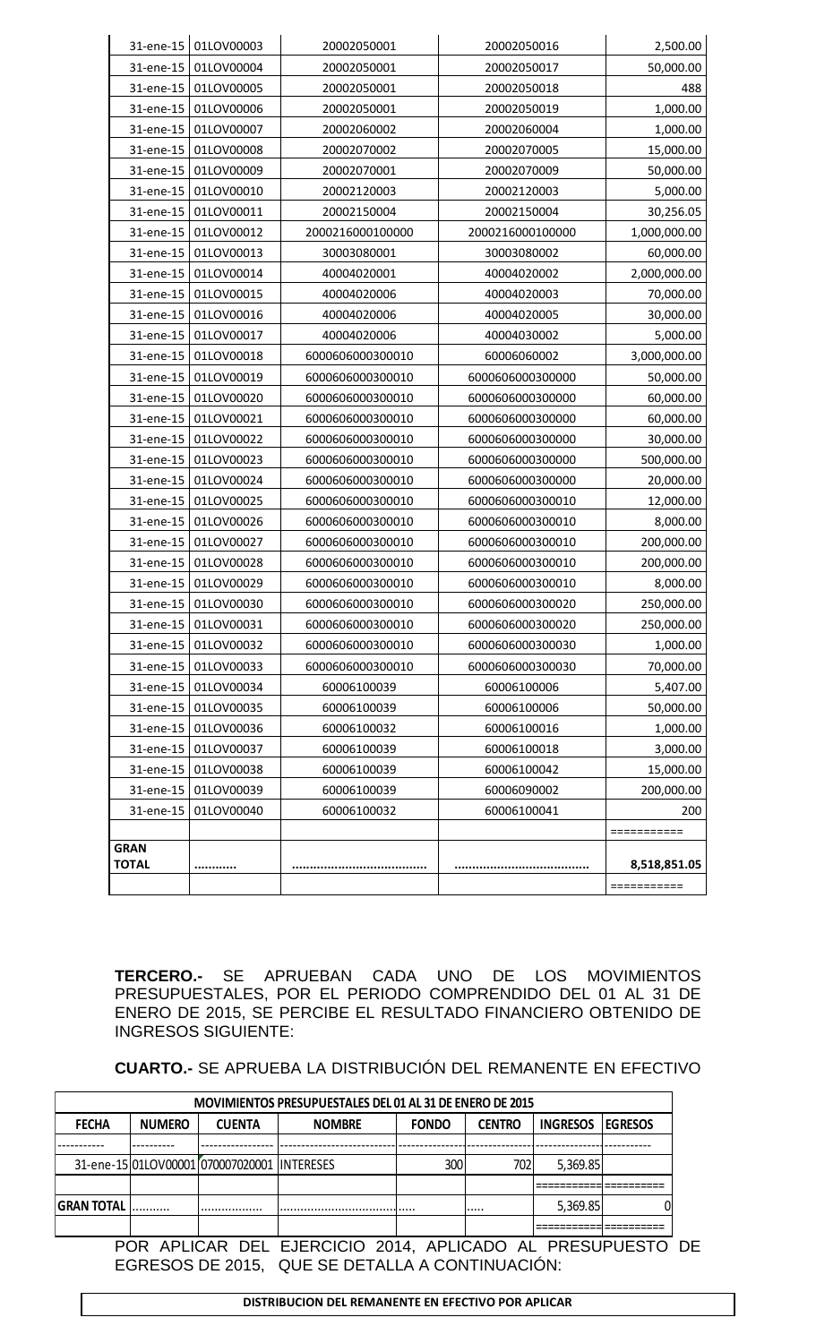| | | | | |
|---|---|---|---|---|
| 31-ene-15 | 01LOV00003 | 20002050001 | 20002050016 | 2,500.00 |
| 31-ene-15 | 01LOV00004 | 20002050001 | 20002050017 | 50,000.00 |
| 31-ene-15 | 01LOV00005 | 20002050001 | 20002050018 | 488 |
| 31-ene-15 | 01LOV00006 | 20002050001 | 20002050019 | 1,000.00 |
| 31-ene-15 | 01LOV00007 | 20002060002 | 20002060004 | 1,000.00 |
| 31-ene-15 | 01LOV00008 | 20002070002 | 20002070005 | 15,000.00 |
| 31-ene-15 | 01LOV00009 | 20002070001 | 20002070009 | 50,000.00 |
| 31-ene-15 | 01LOV00010 | 20002120003 | 20002120003 | 5,000.00 |
| 31-ene-15 | 01LOV00011 | 20002150004 | 20002150004 | 30,256.05 |
| 31-ene-15 | 01LOV00012 | 2000216000100000 | 2000216000100000 | 1,000,000.00 |
| 31-ene-15 | 01LOV00013 | 30003080001 | 30003080002 | 60,000.00 |
| 31-ene-15 | 01LOV00014 | 40004020001 | 40004020002 | 2,000,000.00 |
| 31-ene-15 | 01LOV00015 | 40004020006 | 40004020003 | 70,000.00 |
| 31-ene-15 | 01LOV00016 | 40004020006 | 40004020005 | 30,000.00 |
| 31-ene-15 | 01LOV00017 | 40004020006 | 40004030002 | 5,000.00 |
| 31-ene-15 | 01LOV00018 | 6000606000300010 | 60006060002 | 3,000,000.00 |
| 31-ene-15 | 01LOV00019 | 6000606000300010 | 6000606000300000 | 50,000.00 |
| 31-ene-15 | 01LOV00020 | 6000606000300010 | 6000606000300000 | 60,000.00 |
| 31-ene-15 | 01LOV00021 | 6000606000300010 | 6000606000300000 | 60,000.00 |
| 31-ene-15 | 01LOV00022 | 6000606000300010 | 6000606000300000 | 30,000.00 |
| 31-ene-15 | 01LOV00023 | 6000606000300010 | 6000606000300000 | 500,000.00 |
| 31-ene-15 | 01LOV00024 | 6000606000300010 | 6000606000300000 | 20,000.00 |
| 31-ene-15 | 01LOV00025 | 6000606000300010 | 6000606000300010 | 12,000.00 |
| 31-ene-15 | 01LOV00026 | 6000606000300010 | 6000606000300010 | 8,000.00 |
| 31-ene-15 | 01LOV00027 | 6000606000300010 | 6000606000300010 | 200,000.00 |
| 31-ene-15 | 01LOV00028 | 6000606000300010 | 6000606000300010 | 200,000.00 |
| 31-ene-15 | 01LOV00029 | 6000606000300010 | 6000606000300010 | 8,000.00 |
| 31-ene-15 | 01LOV00030 | 6000606000300010 | 6000606000300020 | 250,000.00 |
| 31-ene-15 | 01LOV00031 | 6000606000300010 | 6000606000300020 | 250,000.00 |
| 31-ene-15 | 01LOV00032 | 6000606000300010 | 6000606000300030 | 1,000.00 |
| 31-ene-15 | 01LOV00033 | 6000606000300010 | 6000606000300030 | 70,000.00 |
| 31-ene-15 | 01LOV00034 | 60006100039 | 60006100006 | 5,407.00 |
| 31-ene-15 | 01LOV00035 | 60006100039 | 60006100006 | 50,000.00 |
| 31-ene-15 | 01LOV00036 | 60006100032 | 60006100016 | 1,000.00 |
| 31-ene-15 | 01LOV00037 | 60006100039 | 60006100018 | 3,000.00 |
| 31-ene-15 | 01LOV00038 | 60006100039 | 60006100042 | 15,000.00 |
| 31-ene-15 | 01LOV00039 | 60006100039 | 60006090002 | 200,000.00 |
| 31-ene-15 | 01LOV00040 | 60006100032 | 60006100041 | 200 |
| | | | | =========== |
| **GRAN TOTAL** | ........... | ..................................... | ..................................... | **8,518,851.05** |
| | | | | =========== |

**TERCERO.-** SE APRUEBAN CADA UNO DE LOS MOVIMIENTOS PRESUPUESTALES, POR EL PERIODO COMPRENDIDO DEL 01 AL 31 DE ENERO DE 2015, SE PERCIBE EL RESULTADO FINANCIERO OBTENIDO DE INGRESOS SIGUIENTE:

**CUARTO.-** SE APRUEBA LA DISTRIBUCIÓN DEL REMANENTE EN EFECTIVO

| MOVIMIENTOS PRESUPUESTALES DEL 01 AL 31 DE ENERO DE 2015 | | | | | | | |
|---|---|---|---|---|---|---|---|
| **FECHA** | **NUMERO** | **CUENTA** | **NOMBRE** | **FONDO** | **CENTRO** | **INGRESOS** | **EGRESOS** |
| ----------- | ---------- | ---------------- | -------------------------- | -------------- | -------------- | -------------- | ----------- |
| 31-ene-15 | 01LOV00001 | 070007020001 | INTERESES | 300 | 702 | 5,369.85 | |
| | | | | | | ========== | ========== |
| **GRAN TOTAL** | .......... | ................ | .................................. | ..... | ..... | 5,369.85 | 0 |
| | | | | | | ========== | ========== |

POR APLICAR DEL EJERCICIO 2014, APLICADO AL PRESUPUESTO DE EGRESOS DE 2015, QUE SE DETALLA A CONTINUACIÓN:

| DISTRIBUCION DEL REMANENTE EN EFECTIVO POR APLICAR |
|---|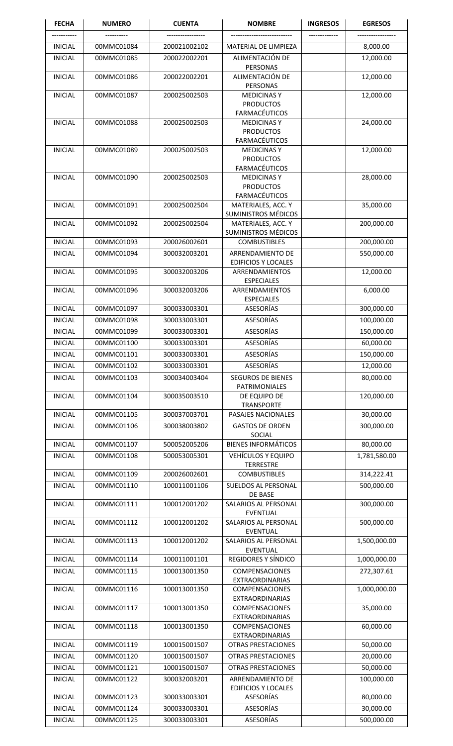| FECHA | NUMERO | CUENTA | NOMBRE | INGRESOS | EGRESOS |
|---|---|---|---|---|---|
| ---------- | ---------- | ---------------- | -------------------------- | ------------ | ---------------- |
| INICIAL | 00MMC01084 | 200021002102 | MATERIAL DE LIMPIEZA | | 8,000.00 |
| INICIAL | 00MMC01085 | 200022002201 | ALIMENTACIÓN DE PERSONAS | | 12,000.00 |
| INICIAL | 00MMC01086 | 200022002201 | ALIMENTACIÓN DE PERSONAS | | 12,000.00 |
| INICIAL | 00MMC01087 | 200025002503 | MEDICINAS Y PRODUCTOS FARMACÉUTICOS | | 12,000.00 |
| INICIAL | 00MMC01088 | 200025002503 | MEDICINAS Y PRODUCTOS FARMACÉUTICOS | | 24,000.00 |
| INICIAL | 00MMC01089 | 200025002503 | MEDICINAS Y PRODUCTOS FARMACÉUTICOS | | 12,000.00 |
| INICIAL | 00MMC01090 | 200025002503 | MEDICINAS Y PRODUCTOS FARMACÉUTICOS | | 28,000.00 |
| INICIAL | 00MMC01091 | 200025002504 | MATERIALES, ACC. Y SUMINISTROS MÉDICOS | | 35,000.00 |
| INICIAL | 00MMC01092 | 200025002504 | MATERIALES, ACC. Y SUMINISTROS MÉDICOS | | 200,000.00 |
| INICIAL | 00MMC01093 | 200026002601 | COMBUSTIBLES | | 200,000.00 |
| INICIAL | 00MMC01094 | 300032003201 | ARRENDAMIENTO DE EDIFICIOS Y LOCALES | | 550,000.00 |
| INICIAL | 00MMC01095 | 300032003206 | ARRENDAMIENTOS ESPECIALES | | 12,000.00 |
| INICIAL | 00MMC01096 | 300032003206 | ARRENDAMIENTOS ESPECIALES | | 6,000.00 |
| INICIAL | 00MMC01097 | 300033003301 | ASESORÍAS | | 300,000.00 |
| INICIAL | 00MMC01098 | 300033003301 | ASESORÍAS | | 100,000.00 |
| INICIAL | 00MMC01099 | 300033003301 | ASESORÍAS | | 150,000.00 |
| INICIAL | 00MMC01100 | 300033003301 | ASESORÍAS | | 60,000.00 |
| INICIAL | 00MMC01101 | 300033003301 | ASESORÍAS | | 150,000.00 |
| INICIAL | 00MMC01102 | 300033003301 | ASESORÍAS | | 12,000.00 |
| INICIAL | 00MMC01103 | 300034003404 | SEGUROS DE BIENES PATRIMONIALES | | 80,000.00 |
| INICIAL | 00MMC01104 | 300035003510 | DE EQUIPO DE TRANSPORTE | | 120,000.00 |
| INICIAL | 00MMC01105 | 300037003701 | PASAJES NACIONALES | | 30,000.00 |
| INICIAL | 00MMC01106 | 300038003802 | GASTOS DE ORDEN SOCIAL | | 300,000.00 |
| INICIAL | 00MMC01107 | 500052005206 | BIENES INFORMÁTICOS | | 80,000.00 |
| INICIAL | 00MMC01108 | 500053005301 | VEHÍCULOS Y EQUIPO TERRESTRE | | 1,781,580.00 |
| INICIAL | 00MMC01109 | 200026002601 | COMBUSTIBLES | | 314,222.41 |
| INICIAL | 00MMC01110 | 100011001106 | SUELDOS AL PERSONAL DE BASE | | 500,000.00 |
| INICIAL | 00MMC01111 | 100012001202 | SALARIOS AL PERSONAL EVENTUAL | | 300,000.00 |
| INICIAL | 00MMC01112 | 100012001202 | SALARIOS AL PERSONAL EVENTUAL | | 500,000.00 |
| INICIAL | 00MMC01113 | 100012001202 | SALARIOS AL PERSONAL EVENTUAL | | 1,500,000.00 |
| INICIAL | 00MMC01114 | 100011001101 | REGIDORES Y SÍNDICO | | 1,000,000.00 |
| INICIAL | 00MMC01115 | 100013001350 | COMPENSACIONES EXTRAORDINARIAS | | 272,307.61 |
| INICIAL | 00MMC01116 | 100013001350 | COMPENSACIONES EXTRAORDINARIAS | | 1,000,000.00 |
| INICIAL | 00MMC01117 | 100013001350 | COMPENSACIONES EXTRAORDINARIAS | | 35,000.00 |
| INICIAL | 00MMC01118 | 100013001350 | COMPENSACIONES EXTRAORDINARIAS | | 60,000.00 |
| INICIAL | 00MMC01119 | 100015001507 | OTRAS PRESTACIONES | | 50,000.00 |
| INICIAL | 00MMC01120 | 100015001507 | OTRAS PRESTACIONES | | 20,000.00 |
| INICIAL | 00MMC01121 | 100015001507 | OTRAS PRESTACIONES | | 50,000.00 |
| INICIAL | 00MMC01122 | 300032003201 | ARRENDAMIENTO DE EDIFICIOS Y LOCALES | | 100,000.00 |
| INICIAL | 00MMC01123 | 300033003301 | ASESORÍAS | | 80,000.00 |
| INICIAL | 00MMC01124 | 300033003301 | ASESORÍAS | | 30,000.00 |
| INICIAL | 00MMC01125 | 300033003301 | ASESORÍAS | | 500,000.00 |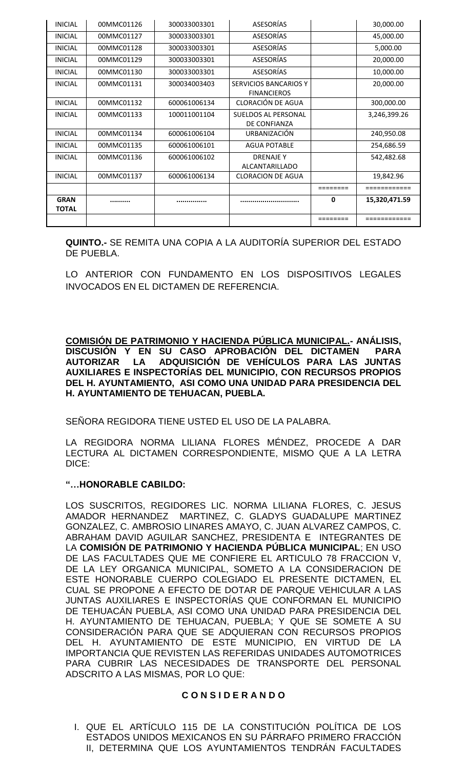| INICIAL | 00MMC01126 | 300033003301 | ASESORÍAS | | 30,000.00 |
|---|---|---|---|---|---|
| INICIAL | 00MMC01127 | 300033003301 | ASESORÍAS | | 45,000.00 |
| INICIAL | 00MMC01128 | 300033003301 | ASESORÍAS | | 5,000.00 |
| INICIAL | 00MMC01129 | 300033003301 | ASESORÍAS | | 20,000.00 |
| INICIAL | 00MMC01130 | 300033003301 | ASESORÍAS | | 10,000.00 |
| INICIAL | 00MMC01131 | 300034003403 | SERVICIOS BANCARIOS Y FINANCIEROS | | 20,000.00 |
| INICIAL | 00MMC01132 | 600061006134 | CLORACIÓN DE AGUA | | 300,000.00 |
| INICIAL | 00MMC01133 | 100011001104 | SUELDOS AL PERSONAL DE CONFIANZA | | 3,246,399.26 |
| INICIAL | 00MMC01134 | 600061006104 | URBANIZACIÓN | | 240,950.08 |
| INICIAL | 00MMC01135 | 600061006101 | AGUA POTABLE | | 254,686.59 |
| INICIAL | 00MMC01136 | 600061006102 | DRENAJE Y ALCANTARILLADO | | 542,482.68 |
| INICIAL | 00MMC01137 | 600061006134 | CLORACION DE AGUA | | 19,842.96 |
| | | | | ======== | ============ |
| **GRAN TOTAL** | ......... | ............... | ............................ | **0** | **15,320,471.59** |
| | | | | ======== | ============ |

**QUINTO.-** SE REMITA UNA COPIA A LA AUDITORÍA SUPERIOR DEL ESTADO DE PUEBLA.

LO ANTERIOR CON FUNDAMENTO EN LOS DISPOSITIVOS LEGALES INVOCADOS EN EL DICTAMEN DE REFERENCIA.

**COMISIÓN DE PATRIMONIO Y HACIENDA PÚBLICA MUNICIPAL.- ANÁLISIS, DISCUSIÓN Y EN SU CASO APROBACIÓN DEL DICTAMEN PARA AUTORIZAR LA ADQUISICIÓN DE VEHÍCULOS PARA LAS JUNTAS AUXILIARES E INSPECTORÍAS DEL MUNICIPIO, CON RECURSOS PROPIOS DEL H. AYUNTAMIENTO, ASI COMO UNA UNIDAD PARA PRESIDENCIA DEL H. AYUNTAMIENTO DE TEHUACAN, PUEBLA.**

SEÑORA REGIDORA TIENE USTED EL USO DE LA PALABRA.

LA REGIDORA NORMA LILIANA FLORES MÉNDEZ, PROCEDE A DAR LECTURA AL DICTAMEN CORRESPONDIENTE, MISMO QUE A LA LETRA DICE:

**"…HONORABLE CABILDO:**

LOS SUSCRITOS, REGIDORES LIC. NORMA LILIANA FLORES, C. JESUS AMADOR HERNANDEZ MARTINEZ, C. GLADYS GUADALUPE MARTINEZ GONZALEZ, C. AMBROSIO LINARES AMAYO, C. JUAN ALVAREZ CAMPOS, C. ABRAHAM DAVID AGUILAR SANCHEZ, PRESIDENTA E INTEGRANTES DE LA **COMISIÓN DE PATRIMONIO Y HACIENDA PÚBLICA MUNICIPAL**; EN USO DE LAS FACULTADES QUE ME CONFIERE EL ARTICULO 78 FRACCION V, DE LA LEY ORGANICA MUNICIPAL, SOMETO A LA CONSIDERACION DE ESTE HONORABLE CUERPO COLEGIADO EL PRESENTE DICTAMEN, EL CUAL SE PROPONE A EFECTO DE DOTAR DE PARQUE VEHICULAR A LAS JUNTAS AUXILIARES E INSPECTORÍAS QUE CONFORMAN EL MUNICIPIO DE TEHUACÁN PUEBLA, ASI COMO UNA UNIDAD PARA PRESIDENCIA DEL H. AYUNTAMIENTO DE TEHUACAN, PUEBLA; Y QUE SE SOMETE A SU CONSIDERACIÓN PARA QUE SE ADQUIERAN CON RECURSOS PROPIOS DEL H. AYUNTAMIENTO DE ESTE MUNICIPIO, EN VIRTUD DE LA IMPORTANCIA QUE REVISTEN LAS REFERIDAS UNIDADES AUTOMOTRICES PARA CUBRIR LAS NECESIDADES DE TRANSPORTE DEL PERSONAL ADSCRITO A LAS MISMAS, POR LO QUE:

**C O N S I D E R A N D O**

I. QUE EL ARTÍCULO 115 DE LA CONSTITUCIÓN POLÍTICA DE LOS ESTADOS UNIDOS MEXICANOS EN SU PÁRRAFO PRIMERO FRACCIÓN II, DETERMINA QUE LOS AYUNTAMIENTOS TENDRÁN FACULTADES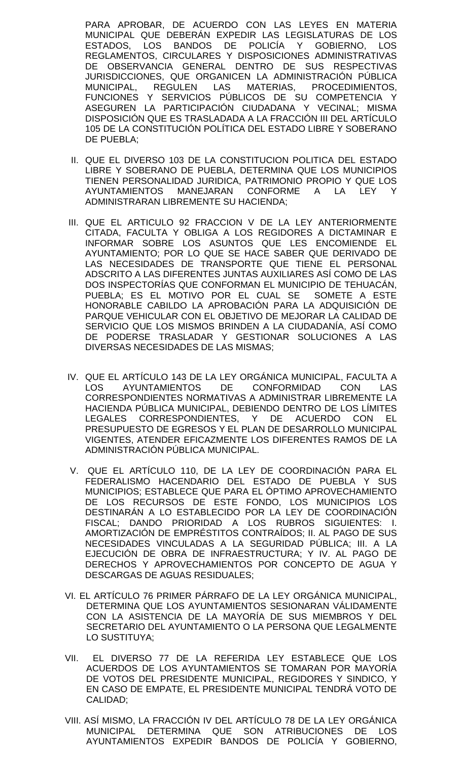PARA APROBAR, DE ACUERDO CON LAS LEYES EN MATERIA MUNICIPAL QUE DEBERÁN EXPEDIR LAS LEGISLATURAS DE LOS ESTADOS, LOS BANDOS DE POLICÍA Y GOBIERNO, LOS REGLAMENTOS, CIRCULARES Y DISPOSICIONES ADMINISTRATIVAS DE OBSERVANCIA GENERAL DENTRO DE SUS RESPECTIVAS JURISDICCIONES, QUE ORGANICEN LA ADMINISTRACIÓN PÚBLICA MUNICIPAL, REGULEN LAS MATERIAS, PROCEDIMIENTOS, FUNCIONES Y SERVICIOS PÚBLICOS DE SU COMPETENCIA Y ASEGUREN LA PARTICIPACIÓN CIUDADANA Y VECINAL; MISMA DISPOSICIÓN QUE ES TRASLADADA A LA FRACCIÓN III DEL ARTÍCULO 105 DE LA CONSTITUCIÓN POLÍTICA DEL ESTADO LIBRE Y SOBERANO DE PUEBLA;

II. QUE EL DIVERSO 103 DE LA CONSTITUCION POLITICA DEL ESTADO LIBRE Y SOBERANO DE PUEBLA, DETERMINA QUE LOS MUNICIPIOS TIENEN PERSONALIDAD JURIDICA, PATRIMONIO PROPIO Y QUE LOS AYUNTAMIENTOS MANEJARAN CONFORME A LA LEY Y ADMINISTRARAN LIBREMENTE SU HACIENDA;

III. QUE EL ARTICULO 92 FRACCION V DE LA LEY ANTERIORMENTE CITADA, FACULTA Y OBLIGA A LOS REGIDORES A DICTAMINAR E INFORMAR SOBRE LOS ASUNTOS QUE LES ENCOMIENDE EL AYUNTAMIENTO; POR LO QUE SE HACE SABER QUE DERIVADO DE LAS NECESIDADES DE TRANSPORTE QUE TIENE EL PERSONAL ADSCRITO A LAS DIFERENTES JUNTAS AUXILIARES ASÍ COMO DE LAS DOS INSPECTORÍAS QUE CONFORMAN EL MUNICIPIO DE TEHUACÁN, PUEBLA; ES EL MOTIVO POR EL CUAL SE SOMETE A ESTE HONORABLE CABILDO LA APROBACIÓN PARA LA ADQUISICIÓN DE PARQUE VEHICULAR CON EL OBJETIVO DE MEJORAR LA CALIDAD DE SERVICIO QUE LOS MISMOS BRINDEN A LA CIUDADANÍA, ASÍ COMO DE PODERSE TRASLADAR Y GESTIONAR SOLUCIONES A LAS DIVERSAS NECESIDADES DE LAS MISMAS;

IV. QUE EL ARTÍCULO 143 DE LA LEY ORGÁNICA MUNICIPAL, FACULTA A LOS AYUNTAMIENTOS DE CONFORMIDAD CON LAS CORRESPONDIENTES NORMATIVAS A ADMINISTRAR LIBREMENTE LA HACIENDA PÚBLICA MUNICIPAL, DEBIENDO DENTRO DE LOS LÍMITES LEGALES CORRESPONDIENTES, Y DE ACUERDO CON EL PRESUPUESTO DE EGRESOS Y EL PLAN DE DESARROLLO MUNICIPAL VIGENTES, ATENDER EFICAZMENTE LOS DIFERENTES RAMOS DE LA ADMINISTRACIÓN PÚBLICA MUNICIPAL.

V. QUE EL ARTÍCULO 110, DE LA LEY DE COORDINACIÓN PARA EL FEDERALISMO HACENDARIO DEL ESTADO DE PUEBLA Y SUS MUNICIPIOS; ESTABLECE QUE PARA EL ÓPTIMO APROVECHAMIENTO DE LOS RECURSOS DE ESTE FONDO, LOS MUNICIPIOS LOS DESTINARÁN A LO ESTABLECIDO POR LA LEY DE COORDINACIÓN FISCAL; DANDO PRIORIDAD A LOS RUBROS SIGUIENTES: I. AMORTIZACIÓN DE EMPRÉSTITOS CONTRAÍDOS; II. AL PAGO DE SUS NECESIDADES VINCULADAS A LA SEGURIDAD PÚBLICA; III. A LA EJECUCIÓN DE OBRA DE INFRAESTRUCTURA; Y IV. AL PAGO DE DERECHOS Y APROVECHAMIENTOS POR CONCEPTO DE AGUA Y DESCARGAS DE AGUAS RESIDUALES;

VI. EL ARTÍCULO 76 PRIMER PÁRRAFO DE LA LEY ORGÁNICA MUNICIPAL, DETERMINA QUE LOS AYUNTAMIENTOS SESIONARAN VÁLIDAMENTE CON LA ASISTENCIA DE LA MAYORÍA DE SUS MIEMBROS Y DEL SECRETARIO DEL AYUNTAMIENTO O LA PERSONA QUE LEGALMENTE LO SUSTITUYA;

VII. EL DIVERSO 77 DE LA REFERIDA LEY ESTABLECE QUE LOS ACUERDOS DE LOS AYUNTAMIENTOS SE TOMARAN POR MAYORÍA DE VOTOS DEL PRESIDENTE MUNICIPAL, REGIDORES Y SINDICO, Y EN CASO DE EMPATE, EL PRESIDENTE MUNICIPAL TENDRÁ VOTO DE CALIDAD;

VIII. ASÍ MISMO, LA FRACCIÓN IV DEL ARTÍCULO 78 DE LA LEY ORGÁNICA MUNICIPAL DETERMINA QUE SON ATRIBUCIONES DE LOS AYUNTAMIENTOS EXPEDIR BANDOS DE POLICÍA Y GOBIERNO,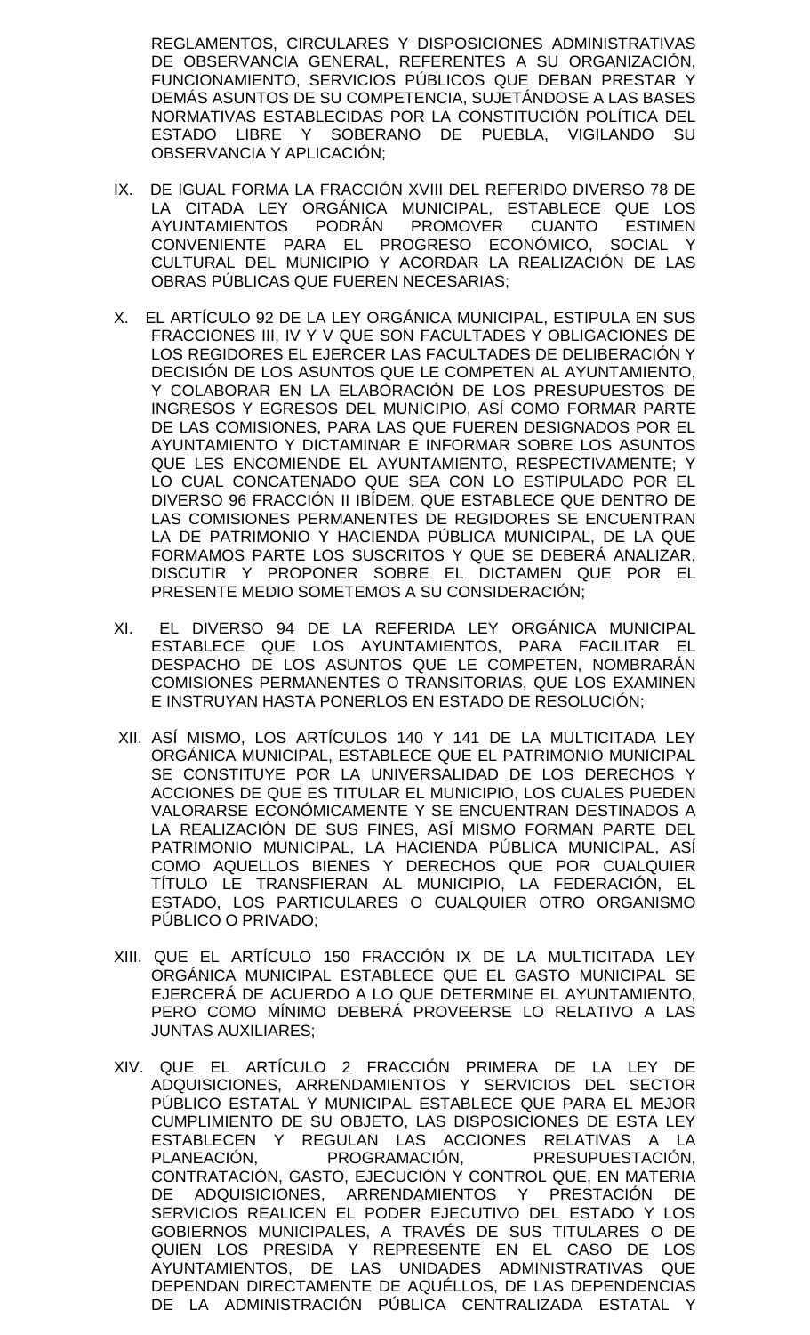REGLAMENTOS, CIRCULARES Y DISPOSICIONES ADMINISTRATIVAS DE OBSERVANCIA GENERAL, REFERENTES A SU ORGANIZACIÓN, FUNCIONAMIENTO, SERVICIOS PÚBLICOS QUE DEBAN PRESTAR Y DEMÁS ASUNTOS DE SU COMPETENCIA, SUJETÁNDOSE A LAS BASES NORMATIVAS ESTABLECIDAS POR LA CONSTITUCIÓN POLÍTICA DEL ESTADO LIBRE Y SOBERANO DE PUEBLA, VIGILANDO SU OBSERVANCIA Y APLICACIÓN;

IX. DE IGUAL FORMA LA FRACCIÓN XVIII DEL REFERIDO DIVERSO 78 DE LA CITADA LEY ORGÁNICA MUNICIPAL, ESTABLECE QUE LOS AYUNTAMIENTOS PODRÁN PROMOVER CUANTO ESTIMEN CONVENIENTE PARA EL PROGRESO ECONÓMICO, SOCIAL Y CULTURAL DEL MUNICIPIO Y ACORDAR LA REALIZACIÓN DE LAS OBRAS PÚBLICAS QUE FUEREN NECESARIAS;

X. EL ARTÍCULO 92 DE LA LEY ORGÁNICA MUNICIPAL, ESTIPULA EN SUS FRACCIONES III, IV Y V QUE SON FACULTADES Y OBLIGACIONES DE LOS REGIDORES EL EJERCER LAS FACULTADES DE DELIBERACIÓN Y DECISIÓN DE LOS ASUNTOS QUE LE COMPETEN AL AYUNTAMIENTO, Y COLABORAR EN LA ELABORACIÓN DE LOS PRESUPUESTOS DE INGRESOS Y EGRESOS DEL MUNICIPIO, ASÍ COMO FORMAR PARTE DE LAS COMISIONES, PARA LAS QUE FUEREN DESIGNADOS POR EL AYUNTAMIENTO Y DICTAMINAR E INFORMAR SOBRE LOS ASUNTOS QUE LES ENCOMIENDE EL AYUNTAMIENTO, RESPECTIVAMENTE; Y LO CUAL CONCATENADO QUE SEA CON LO ESTIPULADO POR EL DIVERSO 96 FRACCIÓN II IBÍDEM, QUE ESTABLECE QUE DENTRO DE LAS COMISIONES PERMANENTES DE REGIDORES SE ENCUENTRAN LA DE PATRIMONIO Y HACIENDA PÚBLICA MUNICIPAL, DE LA QUE FORMAMOS PARTE LOS SUSCRITOS Y QUE SE DEBERÁ ANALIZAR, DISCUTIR Y PROPONER SOBRE EL DICTAMEN QUE POR EL PRESENTE MEDIO SOMETEMOS A SU CONSIDERACIÓN;

XI. EL DIVERSO 94 DE LA REFERIDA LEY ORGÁNICA MUNICIPAL ESTABLECE QUE LOS AYUNTAMIENTOS, PARA FACILITAR EL DESPACHO DE LOS ASUNTOS QUE LE COMPETEN, NOMBRARÁN COMISIONES PERMANENTES O TRANSITORIAS, QUE LOS EXAMINEN E INSTRUYAN HASTA PONERLOS EN ESTADO DE RESOLUCIÓN;

XII. ASÍ MISMO, LOS ARTÍCULOS 140 Y 141 DE LA MULTICITADA LEY ORGÁNICA MUNICIPAL, ESTABLECE QUE EL PATRIMONIO MUNICIPAL SE CONSTITUYE POR LA UNIVERSALIDAD DE LOS DERECHOS Y ACCIONES DE QUE ES TITULAR EL MUNICIPIO, LOS CUALES PUEDEN VALORARSE ECONÓMICAMENTE Y SE ENCUENTRAN DESTINADOS A LA REALIZACIÓN DE SUS FINES, ASÍ MISMO FORMAN PARTE DEL PATRIMONIO MUNICIPAL, LA HACIENDA PÚBLICA MUNICIPAL, ASÍ COMO AQUELLOS BIENES Y DERECHOS QUE POR CUALQUIER TÍTULO LE TRANSFIERAN AL MUNICIPIO, LA FEDERACIÓN, EL ESTADO, LOS PARTICULARES O CUALQUIER OTRO ORGANISMO PÚBLICO O PRIVADO;

XIII. QUE EL ARTÍCULO 150 FRACCIÓN IX DE LA MULTICITADA LEY ORGÁNICA MUNICIPAL ESTABLECE QUE EL GASTO MUNICIPAL SE EJERCERÁ DE ACUERDO A LO QUE DETERMINE EL AYUNTAMIENTO, PERO COMO MÍNIMO DEBERÁ PROVEERSE LO RELATIVO A LAS JUNTAS AUXILIARES;

XIV. QUE EL ARTÍCULO 2 FRACCIÓN PRIMERA DE LA LEY DE ADQUISICIONES, ARRENDAMIENTOS Y SERVICIOS DEL SECTOR PÚBLICO ESTATAL Y MUNICIPAL ESTABLECE QUE PARA EL MEJOR CUMPLIMIENTO DE SU OBJETO, LAS DISPOSICIONES DE ESTA LEY ESTABLECEN Y REGULAN LAS ACCIONES RELATIVAS A LA PLANEACIÓN, PROGRAMACIÓN, PRESUPUESTACIÓN, CONTRATACIÓN, GASTO, EJECUCIÓN Y CONTROL QUE, EN MATERIA DE ADQUISICIONES, ARRENDAMIENTOS Y PRESTACIÓN DE SERVICIOS REALICEN EL PODER EJECUTIVO DEL ESTADO Y LOS GOBIERNOS MUNICIPALES, A TRAVÉS DE SUS TITULARES O DE QUIEN LOS PRESIDA Y REPRESENTE EN EL CASO DE LOS AYUNTAMIENTOS, DE LAS UNIDADES ADMINISTRATIVAS QUE DEPENDAN DIRECTAMENTE DE AQUÉLLOS, DE LAS DEPENDENCIAS DE LA ADMINISTRACIÓN PÚBLICA CENTRALIZADA ESTATAL Y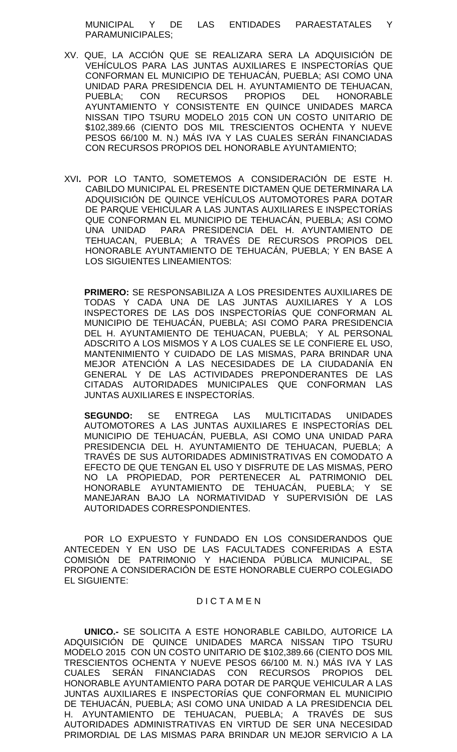MUNICIPAL Y DE LAS ENTIDADES PARAESTATALES Y PARAMUNICIPALES;

XV. QUE, LA ACCIÓN QUE SE REALIZARA SERA LA ADQUISICIÓN DE VEHÍCULOS PARA LAS JUNTAS AUXILIARES E INSPECTORÍAS QUE CONFORMAN EL MUNICIPIO DE TEHUACÁN, PUEBLA; ASI COMO UNA UNIDAD PARA PRESIDENCIA DEL H. AYUNTAMIENTO DE TEHUACAN, PUEBLA; CON RECURSOS PROPIOS DEL HONORABLE AYUNTAMIENTO Y CONSISTENTE EN QUINCE UNIDADES MARCA NISSAN TIPO TSURU MODELO 2015 CON UN COSTO UNITARIO DE $102,389.66 (CIENTO DOS MIL TRESCIENTOS OCHENTA Y NUEVE PESOS 66/100 M. N.) MÁS IVA Y LAS CUALES SERÁN FINANCIADAS CON RECURSOS PROPIOS DEL HONORABLE AYUNTAMIENTO;

XVI**.** POR LO TANTO, SOMETEMOS A CONSIDERACIÓN DE ESTE H. CABILDO MUNICIPAL EL PRESENTE DICTAMEN QUE DETERMINARA LA ADQUISICIÓN DE QUINCE VEHÍCULOS AUTOMOTORES PARA DOTAR DE PARQUE VEHICULAR A LAS JUNTAS AUXILIARES E INSPECTORÍAS QUE CONFORMAN EL MUNICIPIO DE TEHUACÁN, PUEBLA; ASI COMO UNA UNIDAD PARA PRESIDENCIA DEL H. AYUNTAMIENTO DE TEHUACAN, PUEBLA; A TRAVÉS DE RECURSOS PROPIOS DEL HONORABLE AYUNTAMIENTO DE TEHUACÁN, PUEBLA; Y EN BASE A LOS SIGUIENTES LINEAMIENTOS:

**PRIMERO:** SE RESPONSABILIZA A LOS PRESIDENTES AUXILIARES DE TODAS Y CADA UNA DE LAS JUNTAS AUXILIARES Y A LOS INSPECTORES DE LAS DOS INSPECTORÍAS QUE CONFORMAN AL MUNICIPIO DE TEHUACÁN, PUEBLA; ASI COMO PARA PRESIDENCIA DEL H. AYUNTAMIENTO DE TEHUACAN, PUEBLA; Y AL PERSONAL ADSCRITO A LOS MISMOS Y A LOS CUALES SE LE CONFIERE EL USO, MANTENIMIENTO Y CUIDADO DE LAS MISMAS, PARA BRINDAR UNA MEJOR ATENCIÓN A LAS NECESIDADES DE LA CIUDADANÍA EN GENERAL Y DE LAS ACTIVIDADES PREPONDERANTES DE LAS CITADAS AUTORIDADES MUNICIPALES QUE CONFORMAN LAS JUNTAS AUXILIARES E INSPECTORÍAS.

**SEGUNDO:** SE ENTREGA LAS MULTICITADAS UNIDADES AUTOMOTORES A LAS JUNTAS AUXILIARES E INSPECTORÍAS DEL MUNICIPIO DE TEHUACÁN, PUEBLA, ASI COMO UNA UNIDAD PARA PRESIDENCIA DEL H. AYUNTAMIENTO DE TEHUACAN, PUEBLA; A TRAVÉS DE SUS AUTORIDADES ADMINISTRATIVAS EN COMODATO A EFECTO DE QUE TENGAN EL USO Y DISFRUTE DE LAS MISMAS, PERO NO LA PROPIEDAD, POR PERTENECER AL PATRIMONIO DEL HONORABLE AYUNTAMIENTO DE TEHUACÁN, PUEBLA; Y SE MANEJARAN BAJO LA NORMATIVIDAD Y SUPERVISIÓN DE LAS AUTORIDADES CORRESPONDIENTES.

POR LO EXPUESTO Y FUNDADO EN LOS CONSIDERANDOS QUE ANTECEDEN Y EN USO DE LAS FACULTADES CONFERIDAS A ESTA COMISIÓN DE PATRIMONIO Y HACIENDA PÚBLICA MUNICIPAL, SE PROPONE A CONSIDERACIÓN DE ESTE HONORABLE CUERPO COLEGIADO EL SIGUIENTE:

D I C T A M E N

**UNICO.-** SE SOLICITA A ESTE HONORABLE CABILDO, AUTORICE LA ADQUISICIÓN DE QUINCE UNIDADES MARCA NISSAN TIPO TSURU MODELO 2015 CON UN COSTO UNITARIO DE $102,389.66 (CIENTO DOS MIL TRESCIENTOS OCHENTA Y NUEVE PESOS 66/100 M. N.) MÁS IVA Y LAS CUALES SERÁN FINANCIADAS CON RECURSOS PROPIOS DEL HONORABLE AYUNTAMIENTO PARA DOTAR DE PARQUE VEHICULAR A LAS JUNTAS AUXILIARES E INSPECTORÍAS QUE CONFORMAN EL MUNICIPIO DE TEHUACÁN, PUEBLA; ASI COMO UNA UNIDAD A LA PRESIDENCIA DEL H. AYUNTAMIENTO DE TEHUACAN, PUEBLA; A TRAVÉS DE SUS AUTORIDADES ADMINISTRATIVAS EN VIRTUD DE SER UNA NECESIDAD PRIMORDIAL DE LAS MISMAS PARA BRINDAR UN MEJOR SERVICIO A LA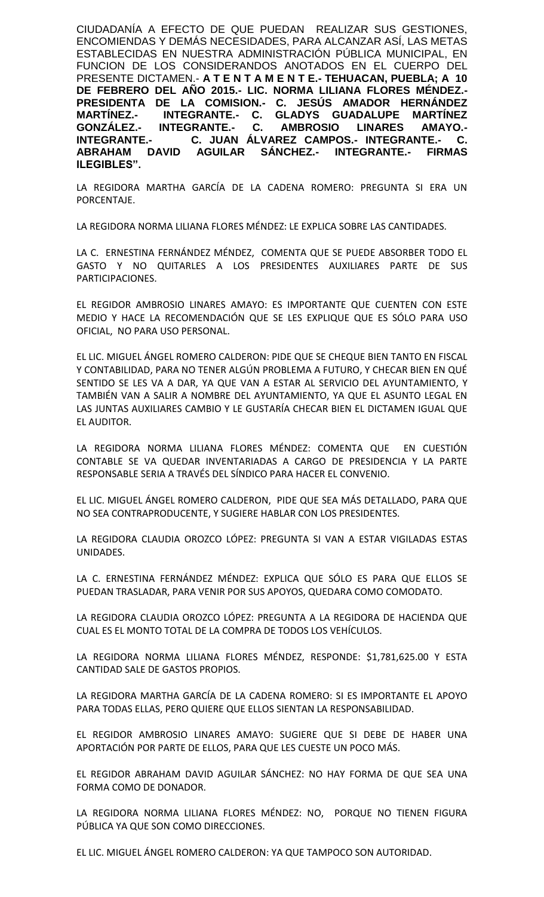CIUDADANÍA A EFECTO DE QUE PUEDAN REALIZAR SUS GESTIONES, ENCOMIENDAS Y DEMÁS NECESIDADES, PARA ALCANZAR ASÍ, LAS METAS ESTABLECIDAS EN NUESTRA ADMINISTRACIÓN PÚBLICA MUNICIPAL, EN FUNCION DE LOS CONSIDERANDOS ANOTADOS EN EL CUERPO DEL PRESENTE DICTAMEN.- **A T E N T A M E N T E.- TEHUACAN, PUEBLA; A 10 DE FEBRERO DEL AÑO 2015.- LIC. NORMA LILIANA FLORES MÉNDEZ.- PRESIDENTA DE LA COMISION.- C. JESÚS AMADOR HERNÁNDEZ MARTÍNEZ.- INTEGRANTE.- C. GLADYS GUADALUPE MARTÍNEZ GONZÁLEZ.- INTEGRANTE.- C. AMBROSIO LINARES AMAYO.- INTEGRANTE.- C. JUAN ÁLVAREZ CAMPOS.- INTEGRANTE.- C. ABRAHAM DAVID AGUILAR SÁNCHEZ.- INTEGRANTE.- FIRMAS ILEGIBLES".**

LA REGIDORA MARTHA GARCÍA DE LA CADENA ROMERO: PREGUNTA SI ERA UN PORCENTAJE.

LA REGIDORA NORMA LILIANA FLORES MÉNDEZ: LE EXPLICA SOBRE LAS CANTIDADES.

LA C. ERNESTINA FERNÁNDEZ MÉNDEZ, COMENTA QUE SE PUEDE ABSORBER TODO EL GASTO Y NO QUITARLES A LOS PRESIDENTES AUXILIARES PARTE DE SUS PARTICIPACIONES.

EL REGIDOR AMBROSIO LINARES AMAYO: ES IMPORTANTE QUE CUENTEN CON ESTE MEDIO Y HACE LA RECOMENDACIÓN QUE SE LES EXPLIQUE QUE ES SÓLO PARA USO OFICIAL, NO PARA USO PERSONAL.

EL LIC. MIGUEL ÁNGEL ROMERO CALDERON: PIDE QUE SE CHEQUE BIEN TANTO EN FISCAL Y CONTABILIDAD, PARA NO TENER ALGÚN PROBLEMA A FUTURO, Y CHECAR BIEN EN QUÉ SENTIDO SE LES VA A DAR, YA QUE VAN A ESTAR AL SERVICIO DEL AYUNTAMIENTO, Y TAMBIÉN VAN A SALIR A NOMBRE DEL AYUNTAMIENTO, YA QUE EL ASUNTO LEGAL EN LAS JUNTAS AUXILIARES CAMBIO Y LE GUSTARÍA CHECAR BIEN EL DICTAMEN IGUAL QUE EL AUDITOR.

LA REGIDORA NORMA LILIANA FLORES MÉNDEZ: COMENTA QUE EN CUESTIÓN CONTABLE SE VA QUEDAR INVENTARIADAS A CARGO DE PRESIDENCIA Y LA PARTE RESPONSABLE SERIA A TRAVÉS DEL SÍNDICO PARA HACER EL CONVENIO.

EL LIC. MIGUEL ÁNGEL ROMERO CALDERON, PIDE QUE SEA MÁS DETALLADO, PARA QUE NO SEA CONTRAPRODUCENTE, Y SUGIERE HABLAR CON LOS PRESIDENTES.

LA REGIDORA CLAUDIA OROZCO LÓPEZ: PREGUNTA SI VAN A ESTAR VIGILADAS ESTAS UNIDADES.

LA C. ERNESTINA FERNÁNDEZ MÉNDEZ: EXPLICA QUE SÓLO ES PARA QUE ELLOS SE PUEDAN TRASLADAR, PARA VENIR POR SUS APOYOS, QUEDARA COMO COMODATO.

LA REGIDORA CLAUDIA OROZCO LÓPEZ: PREGUNTA A LA REGIDORA DE HACIENDA QUE CUAL ES EL MONTO TOTAL DE LA COMPRA DE TODOS LOS VEHÍCULOS.

LA REGIDORA NORMA LILIANA FLORES MÉNDEZ, RESPONDE: $1,781,625.00 Y ESTA CANTIDAD SALE DE GASTOS PROPIOS.

LA REGIDORA MARTHA GARCÍA DE LA CADENA ROMERO: SI ES IMPORTANTE EL APOYO PARA TODAS ELLAS, PERO QUIERE QUE ELLOS SIENTAN LA RESPONSABILIDAD.

EL REGIDOR AMBROSIO LINARES AMAYO: SUGIERE QUE SI DEBE DE HABER UNA APORTACIÓN POR PARTE DE ELLOS, PARA QUE LES CUESTE UN POCO MÁS.

EL REGIDOR ABRAHAM DAVID AGUILAR SÁNCHEZ: NO HAY FORMA DE QUE SEA UNA FORMA COMO DE DONADOR.

LA REGIDORA NORMA LILIANA FLORES MÉNDEZ: NO, PORQUE NO TIENEN FIGURA PÚBLICA YA QUE SON COMO DIRECCIONES.

EL LIC. MIGUEL ÁNGEL ROMERO CALDERON: YA QUE TAMPOCO SON AUTORIDAD.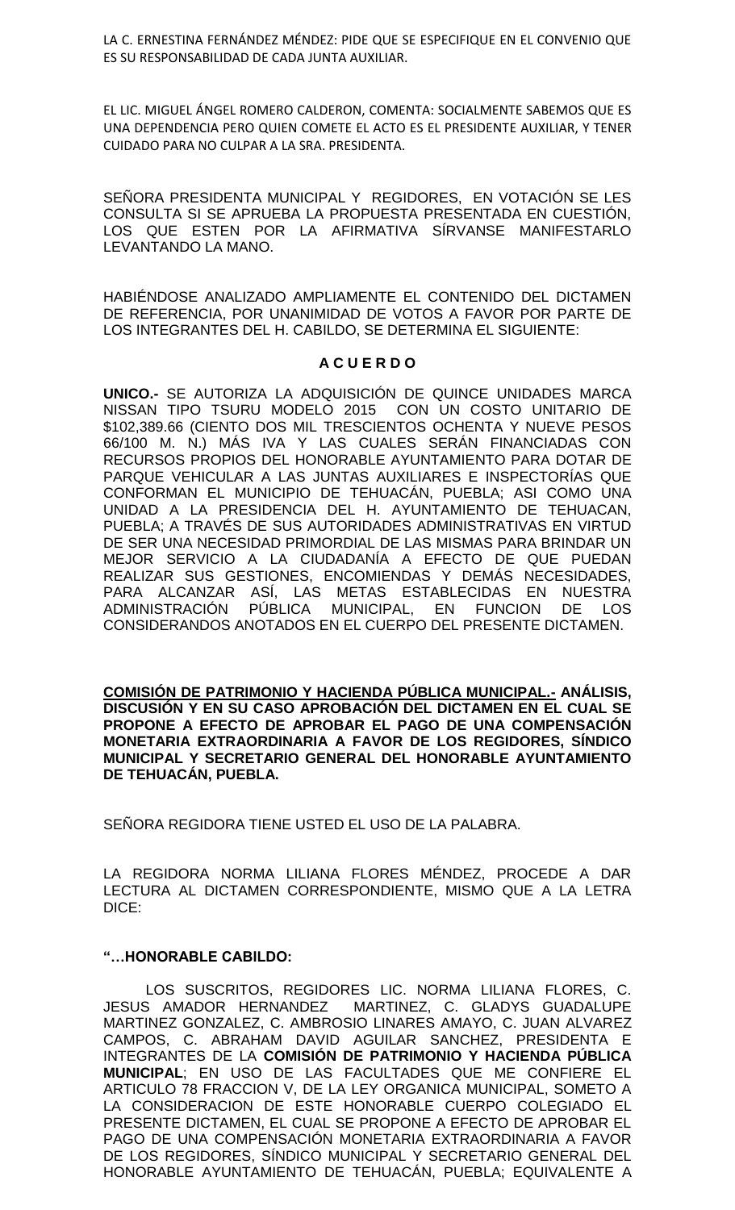LA C. ERNESTINA FERNÁNDEZ MÉNDEZ: PIDE QUE SE ESPECIFIQUE EN EL CONVENIO QUE ES SU RESPONSABILIDAD DE CADA JUNTA AUXILIAR.

EL LIC. MIGUEL ÁNGEL ROMERO CALDERON, COMENTA: SOCIALMENTE SABEMOS QUE ES UNA DEPENDENCIA PERO QUIEN COMETE EL ACTO ES EL PRESIDENTE AUXILIAR, Y TENER CUIDADO PARA NO CULPAR A LA SRA. PRESIDENTA.

SEÑORA PRESIDENTA MUNICIPAL Y REGIDORES, EN VOTACIÓN SE LES CONSULTA SI SE APRUEBA LA PROPUESTA PRESENTADA EN CUESTIÓN, LOS QUE ESTEN POR LA AFIRMATIVA SÍRVANSE MANIFESTARLO LEVANTANDO LA MANO.

HABIÉNDOSE ANALIZADO AMPLIAMENTE EL CONTENIDO DEL DICTAMEN DE REFERENCIA, POR UNANIMIDAD DE VOTOS A FAVOR POR PARTE DE LOS INTEGRANTES DEL H. CABILDO, SE DETERMINA EL SIGUIENTE:

**A C U E R D O**

**UNICO.-** SE AUTORIZA LA ADQUISICIÓN DE QUINCE UNIDADES MARCA NISSAN TIPO TSURU MODELO 2015 CON UN COSTO UNITARIO DE $102,389.66 (CIENTO DOS MIL TRESCIENTOS OCHENTA Y NUEVE PESOS 66/100 M. N.) MÁS IVA Y LAS CUALES SERÁN FINANCIADAS CON RECURSOS PROPIOS DEL HONORABLE AYUNTAMIENTO PARA DOTAR DE PARQUE VEHICULAR A LAS JUNTAS AUXILIARES E INSPECTORÍAS QUE CONFORMAN EL MUNICIPIO DE TEHUACÁN, PUEBLA; ASI COMO UNA UNIDAD A LA PRESIDENCIA DEL H. AYUNTAMIENTO DE TEHUACAN, PUEBLA; A TRAVÉS DE SUS AUTORIDADES ADMINISTRATIVAS EN VIRTUD DE SER UNA NECESIDAD PRIMORDIAL DE LAS MISMAS PARA BRINDAR UN MEJOR SERVICIO A LA CIUDADANÍA A EFECTO DE QUE PUEDAN REALIZAR SUS GESTIONES, ENCOMIENDAS Y DEMÁS NECESIDADES, PARA ALCANZAR ASÍ, LAS METAS ESTABLECIDAS EN NUESTRA ADMINISTRACIÓN PÚBLICA MUNICIPAL, EN FUNCION DE LOS CONSIDERANDOS ANOTADOS EN EL CUERPO DEL PRESENTE DICTAMEN.

**<u>COMISIÓN DE PATRIMONIO Y HACIENDA PÚBLICA MUNICIPAL.-</u> ANÁLISIS, DISCUSIÓN Y EN SU CASO APROBACIÓN DEL DICTAMEN EN EL CUAL SE PROPONE A EFECTO DE APROBAR EL PAGO DE UNA COMPENSACIÓN MONETARIA EXTRAORDINARIA A FAVOR DE LOS REGIDORES, SÍNDICO MUNICIPAL Y SECRETARIO GENERAL DEL HONORABLE AYUNTAMIENTO DE TEHUACÁN, PUEBLA.**

SEÑORA REGIDORA TIENE USTED EL USO DE LA PALABRA.

LA REGIDORA NORMA LILIANA FLORES MÉNDEZ, PROCEDE A DAR LECTURA AL DICTAMEN CORRESPONDIENTE, MISMO QUE A LA LETRA DICE:

**"…HONORABLE CABILDO:**

LOS SUSCRITOS, REGIDORES LIC. NORMA LILIANA FLORES, C. JESUS AMADOR HERNANDEZ MARTINEZ, C. GLADYS GUADALUPE MARTINEZ GONZALEZ, C. AMBROSIO LINARES AMAYO, C. JUAN ALVAREZ CAMPOS, C. ABRAHAM DAVID AGUILAR SANCHEZ, PRESIDENTA E INTEGRANTES DE LA **COMISIÓN DE PATRIMONIO Y HACIENDA PÚBLICA MUNICIPAL**; EN USO DE LAS FACULTADES QUE ME CONFIERE EL ARTICULO 78 FRACCION V, DE LA LEY ORGANICA MUNICIPAL, SOMETO A LA CONSIDERACION DE ESTE HONORABLE CUERPO COLEGIADO EL PRESENTE DICTAMEN, EL CUAL SE PROPONE A EFECTO DE APROBAR EL PAGO DE UNA COMPENSACIÓN MONETARIA EXTRAORDINARIA A FAVOR DE LOS REGIDORES, SÍNDICO MUNICIPAL Y SECRETARIO GENERAL DEL HONORABLE AYUNTAMIENTO DE TEHUACÁN, PUEBLA; EQUIVALENTE A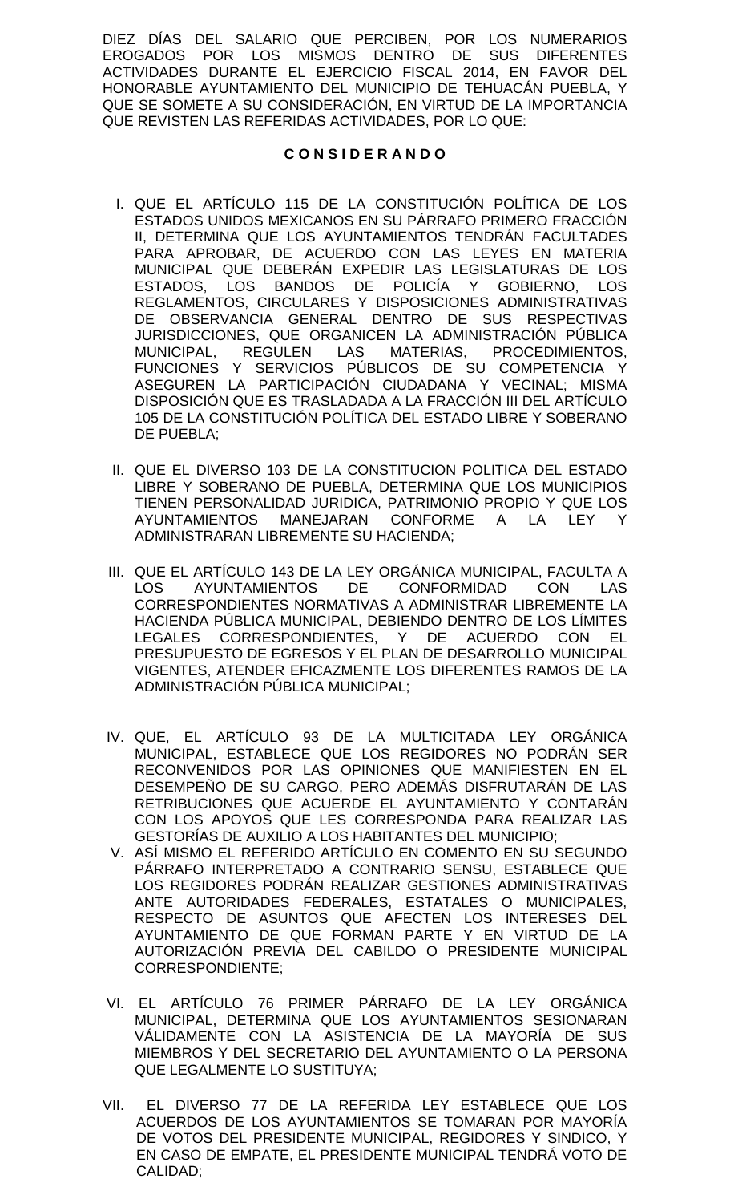DIEZ DÍAS DEL SALARIO QUE PERCIBEN, POR LOS NUMERARIOS EROGADOS POR LOS MISMOS DENTRO DE SUS DIFERENTES ACTIVIDADES DURANTE EL EJERCICIO FISCAL 2014, EN FAVOR DEL HONORABLE AYUNTAMIENTO DEL MUNICIPIO DE TEHUACÁN PUEBLA, Y QUE SE SOMETE A SU CONSIDERACIÓN, EN VIRTUD DE LA IMPORTANCIA QUE REVISTEN LAS REFERIDAS ACTIVIDADES, POR LO QUE:

**C O N S I D E R A N D O**

I. QUE EL ARTÍCULO 115 DE LA CONSTITUCIÓN POLÍTICA DE LOS ESTADOS UNIDOS MEXICANOS EN SU PÁRRAFO PRIMERO FRACCIÓN II, DETERMINA QUE LOS AYUNTAMIENTOS TENDRÁN FACULTADES PARA APROBAR, DE ACUERDO CON LAS LEYES EN MATERIA MUNICIPAL QUE DEBERÁN EXPEDIR LAS LEGISLATURAS DE LOS ESTADOS, LOS BANDOS DE POLICÍA Y GOBIERNO, LOS REGLAMENTOS, CIRCULARES Y DISPOSICIONES ADMINISTRATIVAS DE OBSERVANCIA GENERAL DENTRO DE SUS RESPECTIVAS JURISDICCIONES, QUE ORGANICEN LA ADMINISTRACIÓN PÚBLICA MUNICIPAL, REGULEN LAS MATERIAS, PROCEDIMIENTOS, FUNCIONES Y SERVICIOS PÚBLICOS DE SU COMPETENCIA Y ASEGUREN LA PARTICIPACIÓN CIUDADANA Y VECINAL; MISMA DISPOSICIÓN QUE ES TRASLADADA A LA FRACCIÓN III DEL ARTÍCULO 105 DE LA CONSTITUCIÓN POLÍTICA DEL ESTADO LIBRE Y SOBERANO DE PUEBLA;

II. QUE EL DIVERSO 103 DE LA CONSTITUCION POLITICA DEL ESTADO LIBRE Y SOBERANO DE PUEBLA, DETERMINA QUE LOS MUNICIPIOS TIENEN PERSONALIDAD JURIDICA, PATRIMONIO PROPIO Y QUE LOS AYUNTAMIENTOS MANEJARAN CONFORME A LA LEY Y ADMINISTRARAN LIBREMENTE SU HACIENDA;

III. QUE EL ARTÍCULO 143 DE LA LEY ORGÁNICA MUNICIPAL, FACULTA A LOS AYUNTAMIENTOS DE CONFORMIDAD CON LAS CORRESPONDIENTES NORMATIVAS A ADMINISTRAR LIBREMENTE LA HACIENDA PÚBLICA MUNICIPAL, DEBIENDO DENTRO DE LOS LÍMITES LEGALES CORRESPONDIENTES, Y DE ACUERDO CON EL PRESUPUESTO DE EGRESOS Y EL PLAN DE DESARROLLO MUNICIPAL VIGENTES, ATENDER EFICAZMENTE LOS DIFERENTES RAMOS DE LA ADMINISTRACIÓN PÚBLICA MUNICIPAL;

IV. QUE, EL ARTÍCULO 93 DE LA MULTICITADA LEY ORGÁNICA MUNICIPAL, ESTABLECE QUE LOS REGIDORES NO PODRÁN SER RECONVENIDOS POR LAS OPINIONES QUE MANIFIESTEN EN EL DESEMPEÑO DE SU CARGO, PERO ADEMÁS DISFRUTARÁN DE LAS RETRIBUCIONES QUE ACUERDE EL AYUNTAMIENTO Y CONTARÁN CON LOS APOYOS QUE LES CORRESPONDA PARA REALIZAR LAS GESTORÍAS DE AUXILIO A LOS HABITANTES DEL MUNICIPIO;

V. ASÍ MISMO EL REFERIDO ARTÍCULO EN COMENTO EN SU SEGUNDO PÁRRAFO INTERPRETADO A CONTRARIO SENSU, ESTABLECE QUE LOS REGIDORES PODRÁN REALIZAR GESTIONES ADMINISTRATIVAS ANTE AUTORIDADES FEDERALES, ESTATALES O MUNICIPALES, RESPECTO DE ASUNTOS QUE AFECTEN LOS INTERESES DEL AYUNTAMIENTO DE QUE FORMAN PARTE Y EN VIRTUD DE LA AUTORIZACIÓN PREVIA DEL CABILDO O PRESIDENTE MUNICIPAL CORRESPONDIENTE;

VI. EL ARTÍCULO 76 PRIMER PÁRRAFO DE LA LEY ORGÁNICA MUNICIPAL, DETERMINA QUE LOS AYUNTAMIENTOS SESIONARAN VÁLIDAMENTE CON LA ASISTENCIA DE LA MAYORÍA DE SUS MIEMBROS Y DEL SECRETARIO DEL AYUNTAMIENTO O LA PERSONA QUE LEGALMENTE LO SUSTITUYA;

VII. EL DIVERSO 77 DE LA REFERIDA LEY ESTABLECE QUE LOS ACUERDOS DE LOS AYUNTAMIENTOS SE TOMARAN POR MAYORÍA DE VOTOS DEL PRESIDENTE MUNICIPAL, REGIDORES Y SINDICO, Y EN CASO DE EMPATE, EL PRESIDENTE MUNICIPAL TENDRÁ VOTO DE CALIDAD;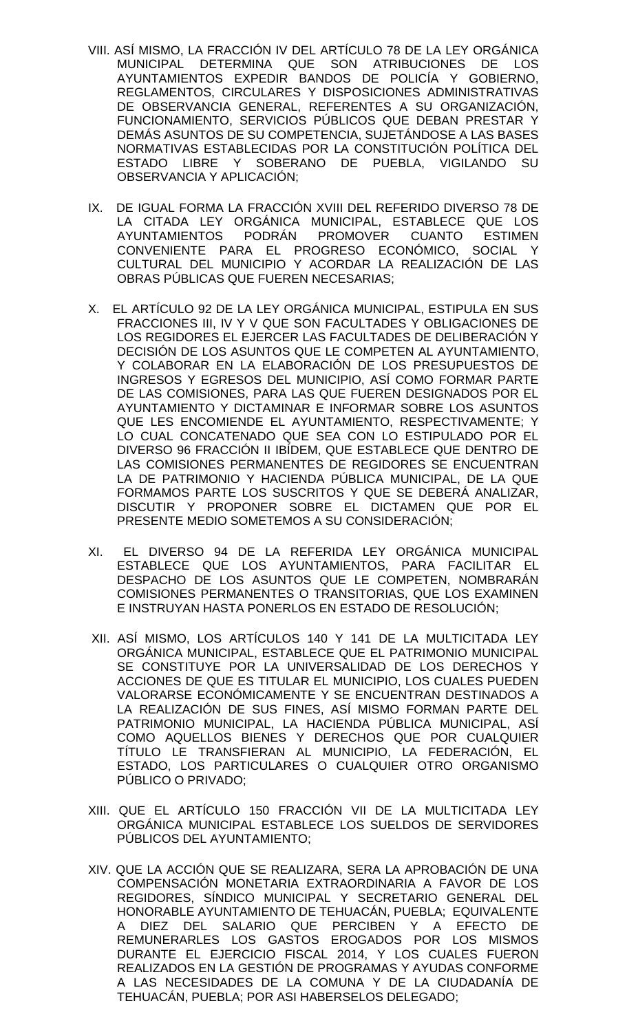VIII. ASÍ MISMO, LA FRACCIÓN IV DEL ARTÍCULO 78 DE LA LEY ORGÁNICA MUNICIPAL DETERMINA QUE SON ATRIBUCIONES DE LOS AYUNTAMIENTOS EXPEDIR BANDOS DE POLICÍA Y GOBIERNO, REGLAMENTOS, CIRCULARES Y DISPOSICIONES ADMINISTRATIVAS DE OBSERVANCIA GENERAL, REFERENTES A SU ORGANIZACIÓN, FUNCIONAMIENTO, SERVICIOS PÚBLICOS QUE DEBAN PRESTAR Y DEMÁS ASUNTOS DE SU COMPETENCIA, SUJETÁNDOSE A LAS BASES NORMATIVAS ESTABLECIDAS POR LA CONSTITUCIÓN POLÍTICA DEL ESTADO LIBRE Y SOBERANO DE PUEBLA, VIGILANDO SU OBSERVANCIA Y APLICACIÓN;

IX. DE IGUAL FORMA LA FRACCIÓN XVIII DEL REFERIDO DIVERSO 78 DE LA CITADA LEY ORGÁNICA MUNICIPAL, ESTABLECE QUE LOS AYUNTAMIENTOS PODRÁN PROMOVER CUANTO ESTIMEN CONVENIENTE PARA EL PROGRESO ECONÓMICO, SOCIAL Y CULTURAL DEL MUNICIPIO Y ACORDAR LA REALIZACIÓN DE LAS OBRAS PÚBLICAS QUE FUEREN NECESARIAS;

X. EL ARTÍCULO 92 DE LA LEY ORGÁNICA MUNICIPAL, ESTIPULA EN SUS FRACCIONES III, IV Y V QUE SON FACULTADES Y OBLIGACIONES DE LOS REGIDORES EL EJERCER LAS FACULTADES DE DELIBERACIÓN Y DECISIÓN DE LOS ASUNTOS QUE LE COMPETEN AL AYUNTAMIENTO, Y COLABORAR EN LA ELABORACIÓN DE LOS PRESUPUESTOS DE INGRESOS Y EGRESOS DEL MUNICIPIO, ASÍ COMO FORMAR PARTE DE LAS COMISIONES, PARA LAS QUE FUEREN DESIGNADOS POR EL AYUNTAMIENTO Y DICTAMINAR E INFORMAR SOBRE LOS ASUNTOS QUE LES ENCOMIENDE EL AYUNTAMIENTO, RESPECTIVAMENTE; Y LO CUAL CONCATENADO QUE SEA CON LO ESTIPULADO POR EL DIVERSO 96 FRACCIÓN II IBÍDEM, QUE ESTABLECE QUE DENTRO DE LAS COMISIONES PERMANENTES DE REGIDORES SE ENCUENTRAN LA DE PATRIMONIO Y HACIENDA PÚBLICA MUNICIPAL, DE LA QUE FORMAMOS PARTE LOS SUSCRITOS Y QUE SE DEBERÁ ANALIZAR, DISCUTIR Y PROPONER SOBRE EL DICTAMEN QUE POR EL PRESENTE MEDIO SOMETEMOS A SU CONSIDERACIÓN;

XI. EL DIVERSO 94 DE LA REFERIDA LEY ORGÁNICA MUNICIPAL ESTABLECE QUE LOS AYUNTAMIENTOS, PARA FACILITAR EL DESPACHO DE LOS ASUNTOS QUE LE COMPETEN, NOMBRARÁN COMISIONES PERMANENTES O TRANSITORIAS, QUE LOS EXAMINEN E INSTRUYAN HASTA PONERLOS EN ESTADO DE RESOLUCIÓN;

XII. ASÍ MISMO, LOS ARTÍCULOS 140 Y 141 DE LA MULTICITADA LEY ORGÁNICA MUNICIPAL, ESTABLECE QUE EL PATRIMONIO MUNICIPAL SE CONSTITUYE POR LA UNIVERSALIDAD DE LOS DERECHOS Y ACCIONES DE QUE ES TITULAR EL MUNICIPIO, LOS CUALES PUEDEN VALORARSE ECONÓMICAMENTE Y SE ENCUENTRAN DESTINADOS A LA REALIZACIÓN DE SUS FINES, ASÍ MISMO FORMAN PARTE DEL PATRIMONIO MUNICIPAL, LA HACIENDA PÚBLICA MUNICIPAL, ASÍ COMO AQUELLOS BIENES Y DERECHOS QUE POR CUALQUIER TÍTULO LE TRANSFIERAN AL MUNICIPIO, LA FEDERACIÓN, EL ESTADO, LOS PARTICULARES O CUALQUIER OTRO ORGANISMO PÚBLICO O PRIVADO;

XIII. QUE EL ARTÍCULO 150 FRACCIÓN VII DE LA MULTICITADA LEY ORGÁNICA MUNICIPAL ESTABLECE LOS SUELDOS DE SERVIDORES PÚBLICOS DEL AYUNTAMIENTO;

XIV. QUE LA ACCIÓN QUE SE REALIZARA, SERA LA APROBACIÓN DE UNA COMPENSACIÓN MONETARIA EXTRAORDINARIA A FAVOR DE LOS REGIDORES, SÍNDICO MUNICIPAL Y SECRETARIO GENERAL DEL HONORABLE AYUNTAMIENTO DE TEHUACÁN, PUEBLA; EQUIVALENTE A DIEZ DEL SALARIO QUE PERCIBEN Y A EFECTO DE REMUNERARLES LOS GASTOS EROGADOS POR LOS MISMOS DURANTE EL EJERCICIO FISCAL 2014, Y LOS CUALES FUERON REALIZADOS EN LA GESTIÓN DE PROGRAMAS Y AYUDAS CONFORME A LAS NECESIDADES DE LA COMUNA Y DE LA CIUDADANÍA DE TEHUACÁN, PUEBLA; POR ASI HABERSELOS DELEGADO;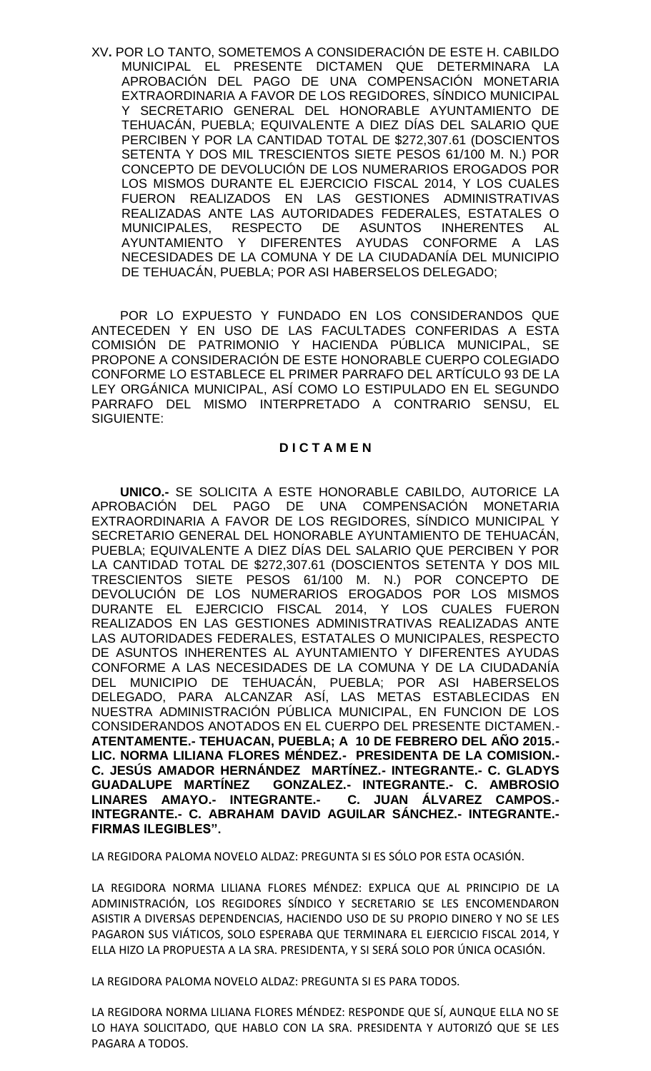XV**.** POR LO TANTO, SOMETEMOS A CONSIDERACIÓN DE ESTE H. CABILDO MUNICIPAL EL PRESENTE DICTAMEN QUE DETERMINARA LA APROBACIÓN DEL PAGO DE UNA COMPENSACIÓN MONETARIA EXTRAORDINARIA A FAVOR DE LOS REGIDORES, SÍNDICO MUNICIPAL Y SECRETARIO GENERAL DEL HONORABLE AYUNTAMIENTO DE TEHUACÁN, PUEBLA; EQUIVALENTE A DIEZ DÍAS DEL SALARIO QUE PERCIBEN Y POR LA CANTIDAD TOTAL DE $272,307.61 (DOSCIENTOS SETENTA Y DOS MIL TRESCIENTOS SIETE PESOS 61/100 M. N.) POR CONCEPTO DE DEVOLUCIÓN DE LOS NUMERARIOS EROGADOS POR LOS MISMOS DURANTE EL EJERCICIO FISCAL 2014, Y LOS CUALES FUERON REALIZADOS EN LAS GESTIONES ADMINISTRATIVAS REALIZADAS ANTE LAS AUTORIDADES FEDERALES, ESTATALES O MUNICIPALES, RESPECTO DE ASUNTOS INHERENTES AL AYUNTAMIENTO Y DIFERENTES AYUDAS CONFORME A LAS NECESIDADES DE LA COMUNA Y DE LA CIUDADANÍA DEL MUNICIPIO DE TEHUACÁN, PUEBLA; POR ASI HABERSELOS DELEGADO;

POR LO EXPUESTO Y FUNDADO EN LOS CONSIDERANDOS QUE ANTECEDEN Y EN USO DE LAS FACULTADES CONFERIDAS A ESTA COMISIÓN DE PATRIMONIO Y HACIENDA PÚBLICA MUNICIPAL, SE PROPONE A CONSIDERACIÓN DE ESTE HONORABLE CUERPO COLEGIADO CONFORME LO ESTABLECE EL PRIMER PARRAFO DEL ARTÍCULO 93 DE LA LEY ORGÁNICA MUNICIPAL, ASÍ COMO LO ESTIPULADO EN EL SEGUNDO PARRAFO DEL MISMO INTERPRETADO A CONTRARIO SENSU, EL SIGUIENTE:

**D I C T A M E N**

**UNICO.-** SE SOLICITA A ESTE HONORABLE CABILDO, AUTORICE LA APROBACIÓN DEL PAGO DE UNA COMPENSACIÓN MONETARIA EXTRAORDINARIA A FAVOR DE LOS REGIDORES, SÍNDICO MUNICIPAL Y SECRETARIO GENERAL DEL HONORABLE AYUNTAMIENTO DE TEHUACÁN, PUEBLA; EQUIVALENTE A DIEZ DÍAS DEL SALARIO QUE PERCIBEN Y POR LA CANTIDAD TOTAL DE $272,307.61 (DOSCIENTOS SETENTA Y DOS MIL TRESCIENTOS SIETE PESOS 61/100 M. N.) POR CONCEPTO DE DEVOLUCIÓN DE LOS NUMERARIOS EROGADOS POR LOS MISMOS DURANTE EL EJERCICIO FISCAL 2014, Y LOS CUALES FUERON REALIZADOS EN LAS GESTIONES ADMINISTRATIVAS REALIZADAS ANTE LAS AUTORIDADES FEDERALES, ESTATALES O MUNICIPALES, RESPECTO DE ASUNTOS INHERENTES AL AYUNTAMIENTO Y DIFERENTES AYUDAS CONFORME A LAS NECESIDADES DE LA COMUNA Y DE LA CIUDADANÍA DEL MUNICIPIO DE TEHUACÁN, PUEBLA; POR ASI HABERSELOS DELEGADO, PARA ALCANZAR ASÍ, LAS METAS ESTABLECIDAS EN NUESTRA ADMINISTRACIÓN PÚBLICA MUNICIPAL, EN FUNCION DE LOS CONSIDERANDOS ANOTADOS EN EL CUERPO DEL PRESENTE DICTAMEN.- **ATENTAMENTE.- TEHUACAN, PUEBLA; A 10 DE FEBRERO DEL AÑO 2015.- LIC. NORMA LILIANA FLORES MÉNDEZ.- PRESIDENTA DE LA COMISION.- C. JESÚS AMADOR HERNÁNDEZ MARTÍNEZ.- INTEGRANTE.- C. GLADYS GUADALUPE MARTÍNEZ GONZALEZ.- INTEGRANTE.- C. AMBROSIO LINARES AMAYO.- INTEGRANTE.- C. JUAN ÁLVAREZ CAMPOS.- INTEGRANTE.- C. ABRAHAM DAVID AGUILAR SÁNCHEZ.- INTEGRANTE.- FIRMAS ILEGIBLES".**

LA REGIDORA PALOMA NOVELO ALDAZ: PREGUNTA SI ES SÓLO POR ESTA OCASIÓN.

LA REGIDORA NORMA LILIANA FLORES MÉNDEZ: EXPLICA QUE AL PRINCIPIO DE LA ADMINISTRACIÓN, LOS REGIDORES SÍNDICO Y SECRETARIO SE LES ENCOMENDARON ASISTIR A DIVERSAS DEPENDENCIAS, HACIENDO USO DE SU PROPIO DINERO Y NO SE LES PAGARON SUS VIÁTICOS, SOLO ESPERABA QUE TERMINARA EL EJERCICIO FISCAL 2014, Y ELLA HIZO LA PROPUESTA A LA SRA. PRESIDENTA, Y SI SERÁ SOLO POR ÚNICA OCASIÓN.

LA REGIDORA PALOMA NOVELO ALDAZ: PREGUNTA SI ES PARA TODOS.

LA REGIDORA NORMA LILIANA FLORES MÉNDEZ: RESPONDE QUE SÍ, AUNQUE ELLA NO SE LO HAYA SOLICITADO, QUE HABLO CON LA SRA. PRESIDENTA Y AUTORIZÓ QUE SE LES PAGARA A TODOS.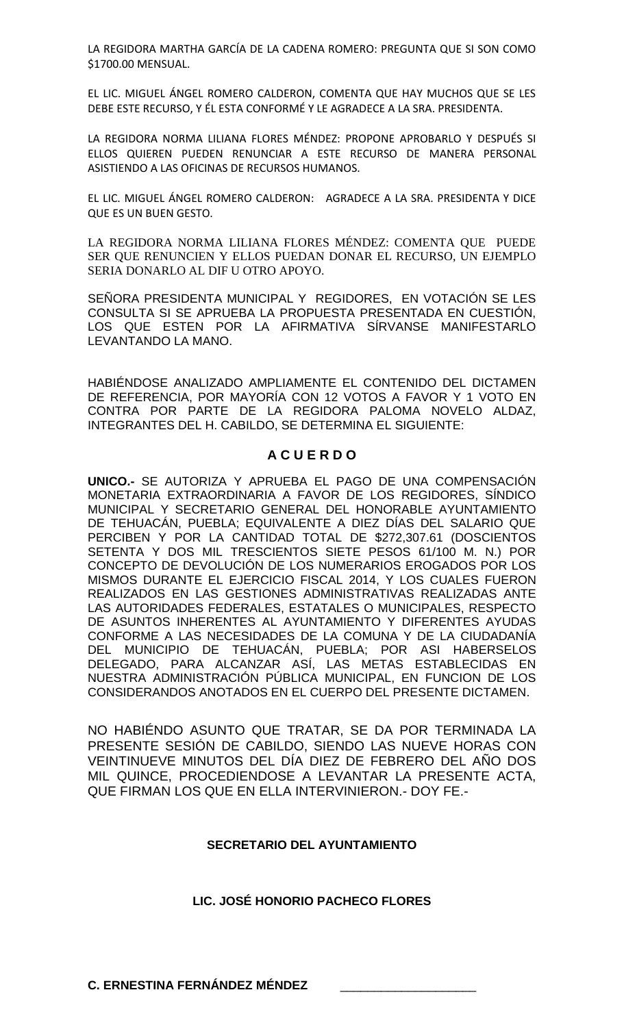LA REGIDORA MARTHA GARCÍA DE LA CADENA ROMERO: PREGUNTA QUE SI SON COMO $1700.00 MENSUAL.

EL LIC. MIGUEL ÁNGEL ROMERO CALDERON, COMENTA QUE HAY MUCHOS QUE SE LES DEBE ESTE RECURSO, Y ÉL ESTA CONFORMÉ Y LE AGRADECE A LA SRA. PRESIDENTA.

LA REGIDORA NORMA LILIANA FLORES MÉNDEZ: PROPONE APROBARLO Y DESPUÉS SI ELLOS QUIEREN PUEDEN RENUNCIAR A ESTE RECURSO DE MANERA PERSONAL ASISTIENDO A LAS OFICINAS DE RECURSOS HUMANOS.

EL LIC. MIGUEL ÁNGEL ROMERO CALDERON: AGRADECE A LA SRA. PRESIDENTA Y DICE QUE ES UN BUEN GESTO.

LA REGIDORA NORMA LILIANA FLORES MÉNDEZ: COMENTA QUE PUEDE SER QUE RENUNCIEN Y ELLOS PUEDAN DONAR EL RECURSO, UN EJEMPLO SERIA DONARLO AL DIF U OTRO APOYO.

SEÑORA PRESIDENTA MUNICIPAL Y REGIDORES, EN VOTACIÓN SE LES CONSULTA SI SE APRUEBA LA PROPUESTA PRESENTADA EN CUESTIÓN, LOS QUE ESTEN POR LA AFIRMATIVA SÍRVANSE MANIFESTARLO LEVANTANDO LA MANO.

HABIÉNDOSE ANALIZADO AMPLIAMENTE EL CONTENIDO DEL DICTAMEN DE REFERENCIA, POR MAYORÍA CON 12 VOTOS A FAVOR Y 1 VOTO EN CONTRA POR PARTE DE LA REGIDORA PALOMA NOVELO ALDAZ, INTEGRANTES DEL H. CABILDO, SE DETERMINA EL SIGUIENTE:

**A C U E R D O**

**UNICO.-** SE AUTORIZA Y APRUEBA EL PAGO DE UNA COMPENSACIÓN MONETARIA EXTRAORDINARIA A FAVOR DE LOS REGIDORES, SÍNDICO MUNICIPAL Y SECRETARIO GENERAL DEL HONORABLE AYUNTAMIENTO DE TEHUACÁN, PUEBLA; EQUIVALENTE A DIEZ DÍAS DEL SALARIO QUE PERCIBEN Y POR LA CANTIDAD TOTAL DE $272,307.61 (DOSCIENTOS SETENTA Y DOS MIL TRESCIENTOS SIETE PESOS 61/100 M. N.) POR CONCEPTO DE DEVOLUCIÓN DE LOS NUMERARIOS EROGADOS POR LOS MISMOS DURANTE EL EJERCICIO FISCAL 2014, Y LOS CUALES FUERON REALIZADOS EN LAS GESTIONES ADMINISTRATIVAS REALIZADAS ANTE LAS AUTORIDADES FEDERALES, ESTATALES O MUNICIPALES, RESPECTO DE ASUNTOS INHERENTES AL AYUNTAMIENTO Y DIFERENTES AYUDAS CONFORME A LAS NECESIDADES DE LA COMUNA Y DE LA CIUDADANÍA DEL MUNICIPIO DE TEHUACÁN, PUEBLA; POR ASI HABERSELOS DELEGADO, PARA ALCANZAR ASÍ, LAS METAS ESTABLECIDAS EN NUESTRA ADMINISTRACIÓN PÚBLICA MUNICIPAL, EN FUNCION DE LOS CONSIDERANDOS ANOTADOS EN EL CUERPO DEL PRESENTE DICTAMEN.

NO HABIÉNDO ASUNTO QUE TRATAR, SE DA POR TERMINADA LA PRESENTE SESIÓN DE CABILDO, SIENDO LAS NUEVE HORAS CON VEINTINUEVE MINUTOS DEL DÍA DIEZ DE FEBRERO DEL AÑO DOS MIL QUINCE, PROCEDIENDOSE A LEVANTAR LA PRESENTE ACTA, QUE FIRMAN LOS QUE EN ELLA INTERVINIERON.- DOY FE.-

**SECRETARIO DEL AYUNTAMIENTO**

**LIC. JOSÉ HONORIO PACHECO FLORES**

**C. ERNESTINA FERNÁNDEZ MÉNDEZ** \_\_\_\_\_\_\_\_\_\_\_\_\_\_\_\_\_\_\_\_\_\_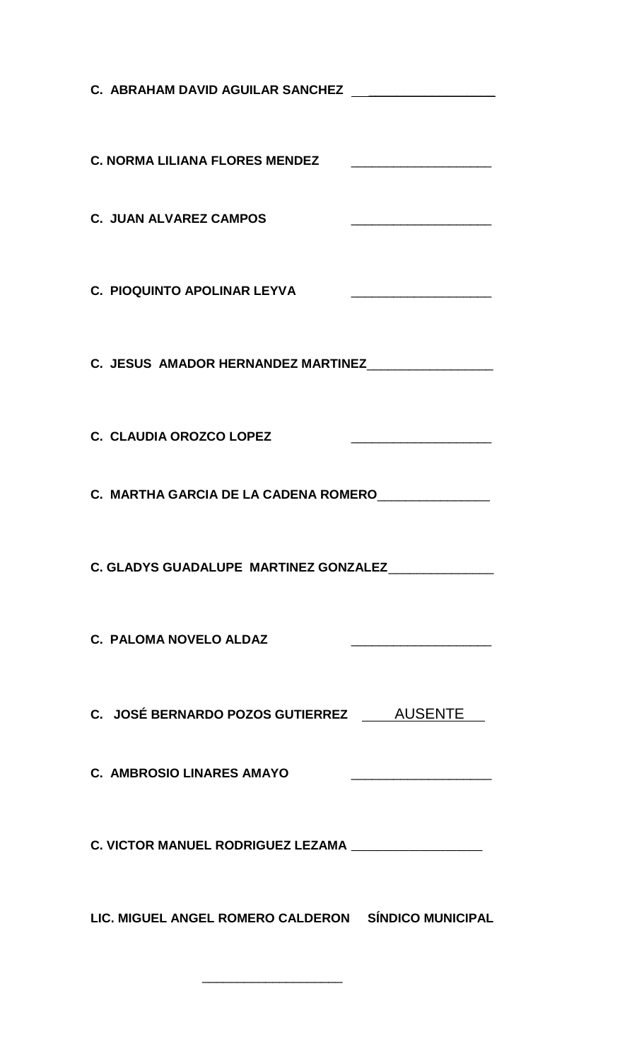**C. ABRAHAM DAVID AGUILAR SANCHEZ** ____________________

**C. NORMA LILIANA FLORES MENDEZ** ____________________

**C. JUAN ALVAREZ CAMPOS** ____________________

**C. PIOQUINTO APOLINAR LEYVA** ____________________

**C. JESUS AMADOR HERNANDEZ MARTINEZ**____________________

**C. CLAUDIA OROZCO LOPEZ** ____________________

**C. MARTHA GARCIA DE LA CADENA ROMERO**________________

**C. GLADYS GUADALUPE MARTINEZ GONZALEZ**_______________

**C. PALOMA NOVELO ALDAZ** ____________________

**C. JOSÉ BERNARDO POZOS GUTIERREZ** AUSENTE

**C. AMBROSIO LINARES AMAYO** ____________________

**C. VICTOR MANUEL RODRIGUEZ LEZAMA** ____________________

**LIC. MIGUEL ANGEL ROMERO CALDERON SÍNDICO MUNICIPAL**

____________________